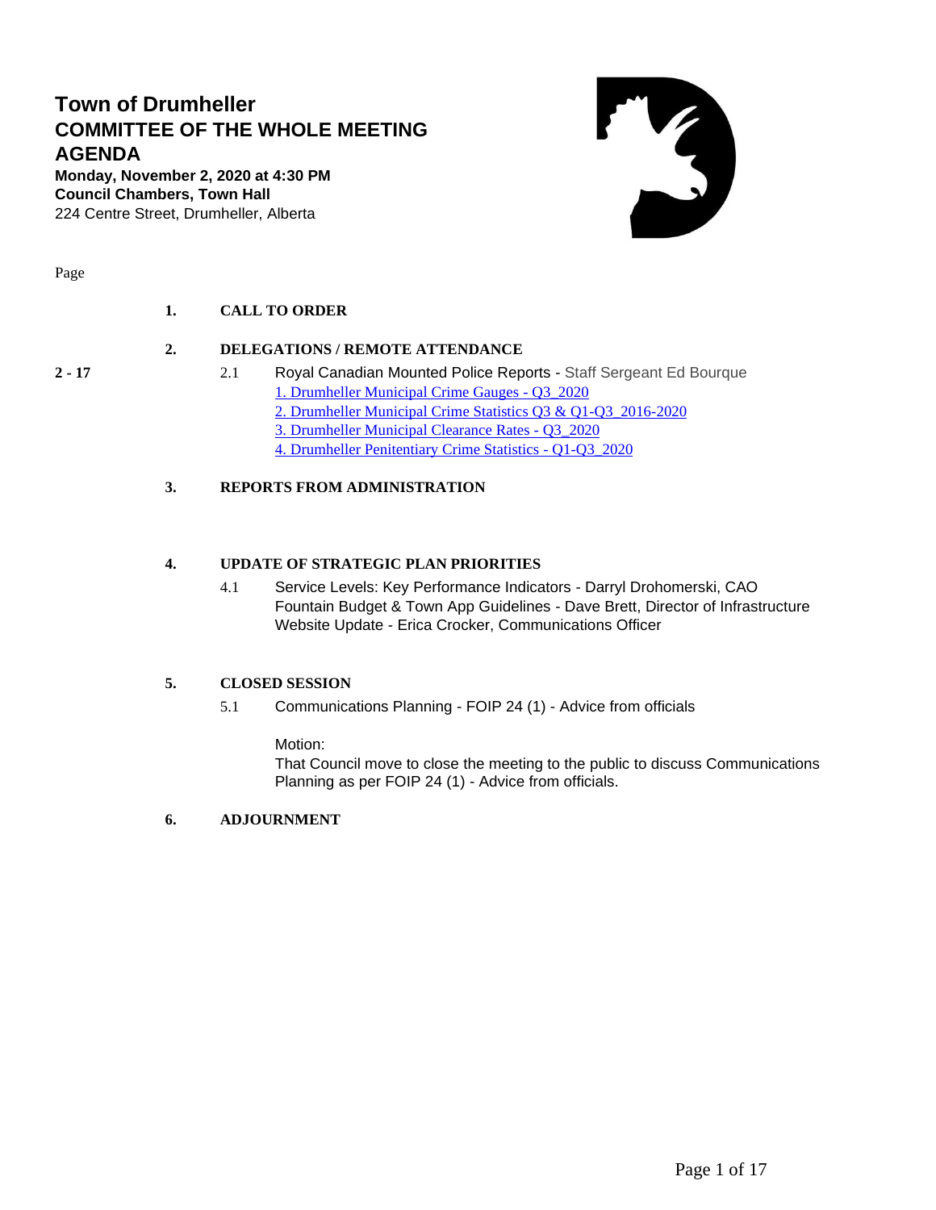# Town of Drumheller
# COMMITTEE OF THE WHOLE MEETING AGENDA

**Monday, November 2, 2020 at 4:30 PM**
**Council Chambers, Town Hall**
224 Centre Street, Drumheller, Alberta

Page

**1. CALL TO ORDER**

**2. DELEGATIONS / REMOTE ATTENDANCE**

2 - 17 — 2.1 Royal Canadian Mounted Police Reports - Staff Sergeant Ed Bourque
1. Drumheller Municipal Crime Gauges - Q3_2020
2. Drumheller Municipal Crime Statistics Q3 & Q1-Q3_2016-2020
3. Drumheller Municipal Clearance Rates - Q3_2020
4. Drumheller Penitentiary Crime Statistics - Q1-Q3_2020

**3. REPORTS FROM ADMINISTRATION**

**4. UPDATE OF STRATEGIC PLAN PRIORITIES**

4.1 Service Levels: Key Performance Indicators - Darryl Drohomerski, CAO
Fountain Budget & Town App Guidelines - Dave Brett, Director of Infrastructure
Website Update - Erica Crocker, Communications Officer

**5. CLOSED SESSION**

5.1 Communications Planning - FOIP 24 (1) - Advice from officials

Motion:
That Council move to close the meeting to the public to discuss Communications Planning as per FOIP 24 (1) - Advice from officials.

**6. ADJOURNMENT**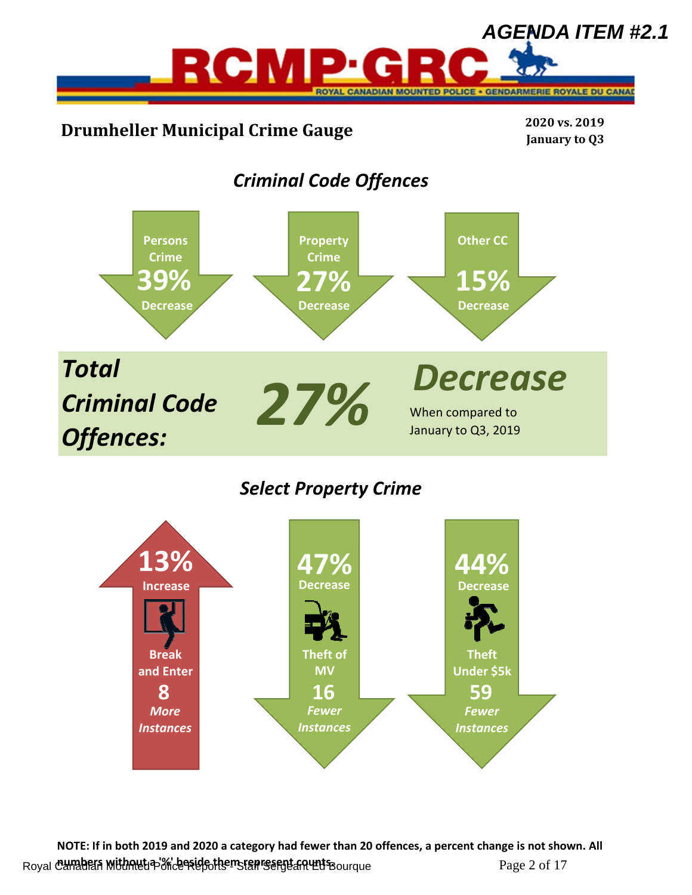AGENDA ITEM #2.1

# Drumheller Municipal Crime Gauge

**2020 vs. 2019**
**January to Q3**

## *Criminal Code Offences*

**Persons Crime**
**39%**
**Decrease**

**Property Crime**
**27%**
**Decrease**

**Other CC**
**15%**
**Decrease**

***Total Criminal Code Offences:*** ***27%*** ***Decrease***

When compared to January to Q3, 2019

## *Select Property Crime*

**13%**
**Increase**
**Break and Enter**
**8**
***More Instances***

**47%**
**Decrease**
**Theft of MV**
**16**
***Fewer Instances***

**44%**
**Decrease**
**Theft Under $5k**
**59**
***Fewer Instances***

**NOTE: If in both 2019 and 2020 a category had fewer than 20 offences, a percent change is not shown. All numbers without a '%' beside them represent counts.**

Royal Canadian Mounted Police Reports - Staff Sergeant Ed Bourque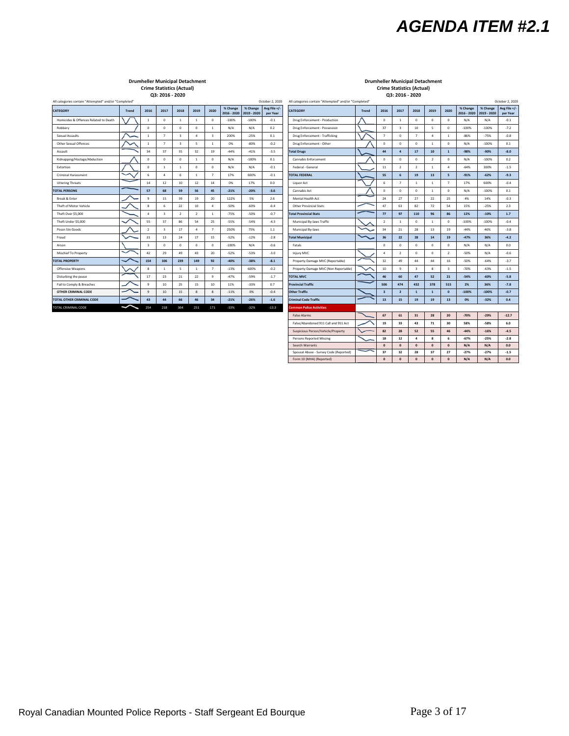# AGENDA ITEM #2.1

**Drumheller Municipal Detachment**
**Crime Statistics (Actual)**
**Q3: 2016 - 2020**

All categories contain "Attempted" and/or "Completed"

October 2, 2020

| CATEGORY | Trend | 2016 | 2017 | 2018 | 2019 | 2020 | % Change 2016 - 2020 | % Change 2019 - 2020 | Avg File +/- per Year |
|---|---|---|---|---|---|---|---|---|---|
| Homicides & Offences Related to Death | | 1 | 0 | 1 | 1 | 0 | -100% | -100% | -0.1 |
| Robbery | | 0 | 0 | 0 | 0 | 1 | N/A | N/A | 0.2 |
| Sexual Assaults | | 1 | 7 | 3 | 4 | 3 | 200% | -25% | 0.1 |
| Other Sexual Offences | | 1 | 7 | 3 | 5 | 1 | 0% | -80% | -0.2 |
| Assault | | 34 | 37 | 35 | 32 | 19 | -44% | -41% | -3.5 |
| Kidnapping/Hostage/Abduction | | 0 | 0 | 0 | 1 | 0 | N/A | -100% | 0.1 |
| Extortion | | 0 | 1 | 1 | 0 | 0 | N/A | N/A | -0.1 |
| Criminal Harassment | | 6 | 4 | 6 | 1 | 7 | 17% | 600% | -0.1 |
| Uttering Threats | | 14 | 12 | 10 | 12 | 14 | 0% | 17% | 0.0 |
| **TOTAL PERSONS** | | **57** | **68** | **59** | **56** | **45** | **-21%** | **-20%** | **-3.6** |
| Break & Enter | | 9 | 15 | 39 | 19 | 20 | 122% | 5% | 2.6 |
| Theft of Motor Vehicle | | 8 | 6 | 22 | 10 | 4 | -50% | -60% | -0.4 |
| Theft Over $5,000 | | 4 | 3 | 2 | 2 | 1 | -75% | -50% | -0.7 |
| Theft Under $5,000 | | 55 | 37 | 86 | 54 | 25 | -55% | -54% | -4.3 |
| Possn Stn Goods | | 2 | 3 | 17 | 4 | 7 | 250% | 75% | 1.1 |
| Fraud | | 31 | 13 | 24 | 17 | 15 | -52% | -12% | -2.8 |
| Arson | | 3 | 0 | 0 | 0 | 0 | -100% | N/A | -0.6 |
| Mischief To Property | | 42 | 29 | 49 | 43 | 20 | -52% | -53% | -3.0 |
| **TOTAL PROPERTY** | | **154** | **106** | **239** | **149** | **92** | **-40%** | **-38%** | **-8.1** |
| Offensive Weapons | | 8 | 1 | 5 | 1 | 7 | -13% | 600% | -0.2 |
| Disturbing the peace | | 17 | 23 | 21 | 22 | 9 | -47% | -59% | -1.7 |
| Fail to Comply & Breaches | | 9 | 10 | 25 | 15 | 10 | 11% | -33% | 0.7 |
| OTHER CRIMINAL CODE | | 9 | 10 | 15 | 8 | 8 | -11% | 0% | -0.4 |
| **TOTAL OTHER CRIMINAL CODE** | | **43** | **44** | **66** | **46** | **34** | **-21%** | **-26%** | **-1.6** |
| **TOTAL CRIMINAL CODE** | | **254** | **218** | **364** | **251** | **171** | **-33%** | **-32%** | **-13.3** |

**Drumheller Municipal Detachment**
**Crime Statistics (Actual)**
**Q3: 2016 - 2020**

All categories contain "Attempted" and/or "Completed"

October 2, 2020

| CATEGORY | Trend | 2016 | 2017 | 2018 | 2019 | 2020 | % Change 2016 - 2020 | % Change 2019 - 2020 | Avg File +/- per Year |
|---|---|---|---|---|---|---|---|---|---|
| Drug Enforcement - Production | | 0 | 1 | 0 | 0 | 0 | N/A | N/A | -0.1 |
| Drug Enforcement - Possession | | 37 | 3 | 10 | 5 | 0 | -100% | -100% | -7.2 |
| Drug Enforcement - Trafficking | | 7 | 0 | 7 | 4 | 1 | -86% | -75% | -0.8 |
| Drug Enforcement - Other | | 0 | 0 | 0 | 1 | 0 | N/A | -100% | 0.1 |
| **Total Drugs** | | **44** | **4** | **17** | **10** | **1** | **-98%** | **-90%** | **-8.0** |
| Cannabis Enforcement | | 0 | 0 | 0 | 2 | 0 | N/A | -100% | 0.2 |
| Federal - General | | 11 | 2 | 2 | 1 | 4 | -64% | 300% | -1.5 |
| **TOTAL FEDERAL** | | **55** | **6** | **19** | **13** | **5** | **-91%** | **-62%** | **-9.3** |
| Liquor Act | | 6 | 7 | 1 | 1 | 7 | 17% | 600% | -0.4 |
| Cannabis Act | | 0 | 0 | 0 | 1 | 0 | N/A | -100% | 0.1 |
| Mental Health Act | | 24 | 27 | 27 | 22 | 25 | 4% | 14% | -0.3 |
| Other Provincial Stats | | 47 | 63 | 82 | 72 | 54 | 15% | -25% | 2.3 |
| **Total Provincial Stats** | | **77** | **97** | **110** | **96** | **86** | **12%** | **-10%** | **1.7** |
| Municipal By-laws Traffic | | 2 | 1 | 0 | 1 | 0 | -100% | -100% | -0.4 |
| Municipal By-laws | | 34 | 21 | 28 | 13 | 19 | -44% | 46% | -3.8 |
| **Total Municipal** | | **36** | **22** | **28** | **14** | **19** | **-47%** | **36%** | **-4.2** |
| Fatals | | 0 | 0 | 0 | 0 | 0 | N/A | N/A | 0.0 |
| Injury MVC | | 4 | 2 | 0 | 0 | 2 | -50% | N/A | -0.6 |
| Property Damage MVC (Reportable) | | 32 | 49 | 44 | 44 | 16 | -50% | -64% | -3.7 |
| Property Damage MVC (Non Reportable) | | 10 | 9 | 3 | 8 | 3 | -70% | -63% | -1.5 |
| **TOTAL MVC** | | **46** | **60** | **47** | **52** | **21** | **-54%** | **-60%** | **-5.8** |
| **Provincial Traffic** | | **506** | **474** | **432** | **378** | **515** | **2%** | **36%** | **-7.8** |
| **Other Traffic** | | **3** | **2** | **1** | **1** | **0** | **-100%** | **-100%** | **-0.7** |
| **Criminal Code Traffic** | | **13** | **15** | **19** | **19** | **13** | **0%** | **-32%** | **0.4** |
| **Common Police Activities** | | | | | | | | | |
| False Alarms | | **67** | **61** | **31** | **28** | **20** | **-70%** | **-29%** | **-12.7** |
| False/Abandoned 911 Call and 911 Act | | **19** | **33** | **43** | **71** | **30** | **58%** | **-58%** | **6.0** |
| Suspicious Person/Vehicle/Property | | **82** | **28** | **52** | **55** | **46** | **-44%** | **-16%** | **-4.5** |
| Persons Reported Missing | | **18** | **12** | **4** | **8** | **6** | **-67%** | **-25%** | **-2.8** |
| Search Warrants | | **0** | **0** | **0** | **0** | **0** | **N/A** | **N/A** | **0.0** |
| Spousal Abuse - Survey Code (Reported) | | **37** | **32** | **28** | **37** | **27** | **-27%** | **-27%** | **-1.5** |
| Form 10 (MHA) (Reported) | | **0** | **0** | **0** | **0** | **0** | **N/A** | **N/A** | **0.0** |

Royal Canadian Mounted Police Reports - Staff Sergeant Ed Bourque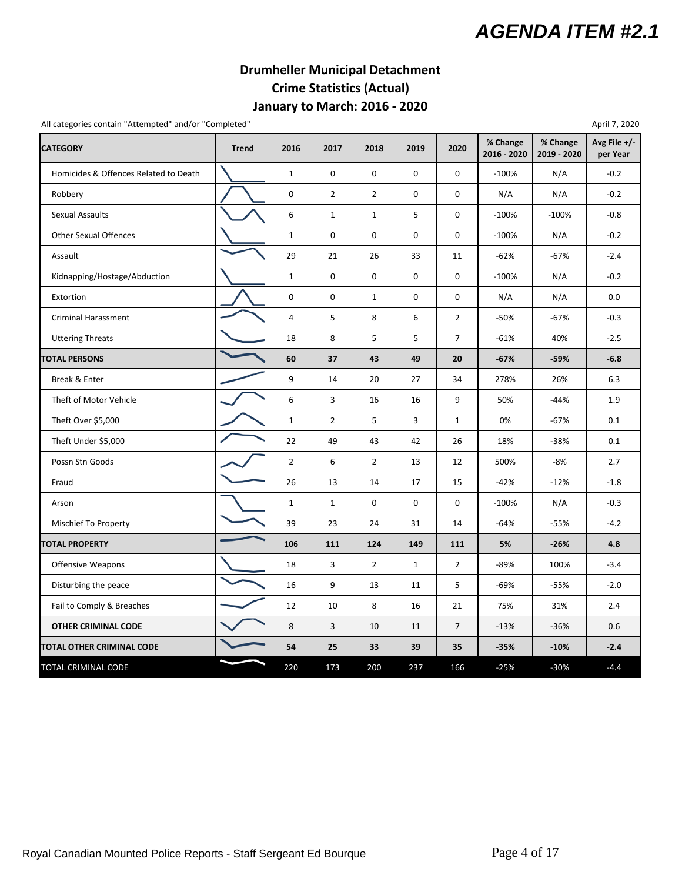# AGENDA ITEM #2.1

## Drumheller Municipal Detachment
## Crime Statistics (Actual)
## January to March: 2016 - 2020

All categories contain "Attempted" and/or "Completed"

April 7, 2020

| CATEGORY | Trend | 2016 | 2017 | 2018 | 2019 | 2020 | % Change 2016 - 2020 | % Change 2019 - 2020 | Avg File +/- per Year |
|---|---|---|---|---|---|---|---|---|---|
| Homicides & Offences Related to Death | | 1 | 0 | 0 | 0 | 0 | -100% | N/A | -0.2 |
| Robbery | | 0 | 2 | 2 | 0 | 0 | N/A | N/A | -0.2 |
| Sexual Assaults | | 6 | 1 | 1 | 5 | 0 | -100% | -100% | -0.8 |
| Other Sexual Offences | | 1 | 0 | 0 | 0 | 0 | -100% | N/A | -0.2 |
| Assault | | 29 | 21 | 26 | 33 | 11 | -62% | -67% | -2.4 |
| Kidnapping/Hostage/Abduction | | 1 | 0 | 0 | 0 | 0 | -100% | N/A | -0.2 |
| Extortion | | 0 | 0 | 1 | 0 | 0 | N/A | N/A | 0.0 |
| Criminal Harassment | | 4 | 5 | 8 | 6 | 2 | -50% | -67% | -0.3 |
| Uttering Threats | | 18 | 8 | 5 | 5 | 7 | -61% | 40% | -2.5 |
| **TOTAL PERSONS** | | **60** | **37** | **43** | **49** | **20** | **-67%** | **-59%** | **-6.8** |
| Break & Enter | | 9 | 14 | 20 | 27 | 34 | 278% | 26% | 6.3 |
| Theft of Motor Vehicle | | 6 | 3 | 16 | 16 | 9 | 50% | -44% | 1.9 |
| Theft Over $5,000 | | 1 | 2 | 5 | 3 | 1 | 0% | -67% | 0.1 |
| Theft Under $5,000 | | 22 | 49 | 43 | 42 | 26 | 18% | -38% | 0.1 |
| Possn Stn Goods | | 2 | 6 | 2 | 13 | 12 | 500% | -8% | 2.7 |
| Fraud | | 26 | 13 | 14 | 17 | 15 | -42% | -12% | -1.8 |
| Arson | | 1 | 1 | 0 | 0 | 0 | -100% | N/A | -0.3 |
| Mischief To Property | | 39 | 23 | 24 | 31 | 14 | -64% | -55% | -4.2 |
| **TOTAL PROPERTY** | | **106** | **111** | **124** | **149** | **111** | **5%** | **-26%** | **4.8** |
| Offensive Weapons | | 18 | 3 | 2 | 1 | 2 | -89% | 100% | -3.4 |
| Disturbing the peace | | 16 | 9 | 13 | 11 | 5 | -69% | -55% | -2.0 |
| Fail to Comply & Breaches | | 12 | 10 | 8 | 16 | 21 | 75% | 31% | 2.4 |
| **OTHER CRIMINAL CODE** | | 8 | 3 | 10 | 11 | 7 | -13% | -36% | 0.6 |
| **TOTAL OTHER CRIMINAL CODE** | | **54** | **25** | **33** | **39** | **35** | **-35%** | **-10%** | **-2.4** |
| TOTAL CRIMINAL CODE | | 220 | 173 | 200 | 237 | 166 | -25% | -30% | -4.4 |

Royal Canadian Mounted Police Reports - Staff Sergeant Ed Bourque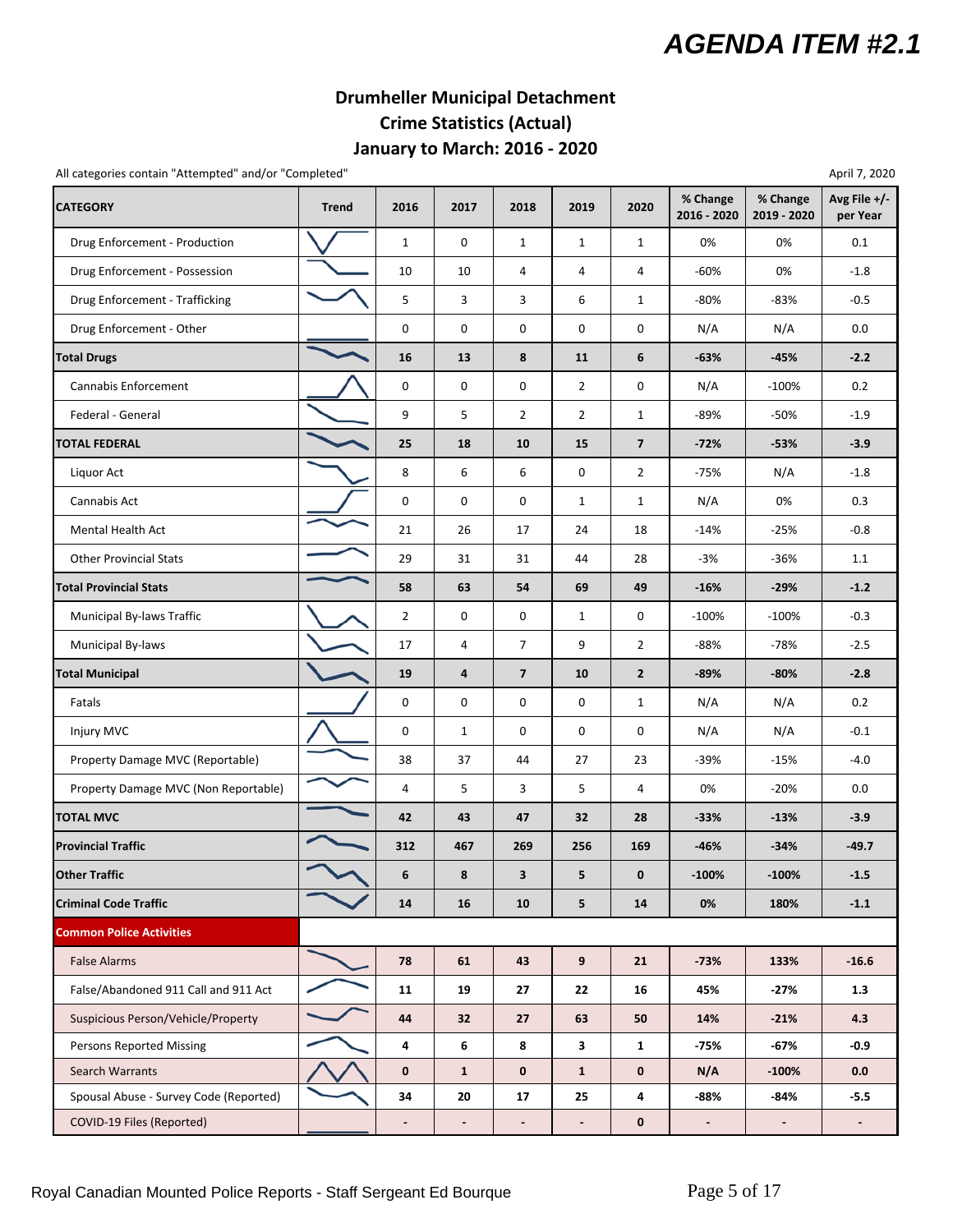# AGENDA ITEM #2.1

## Drumheller Municipal Detachment
## Crime Statistics (Actual)
## January to March: 2016 - 2020

All categories contain "Attempted" and/or "Completed"

April 7, 2020

| CATEGORY | Trend | 2016 | 2017 | 2018 | 2019 | 2020 | % Change 2016 - 2020 | % Change 2019 - 2020 | Avg File +/- per Year |
|---|---|---|---|---|---|---|---|---|---|
| Drug Enforcement - Production | | 1 | 0 | 1 | 1 | 1 | 0% | 0% | 0.1 |
| Drug Enforcement - Possession | | 10 | 10 | 4 | 4 | 4 | -60% | 0% | -1.8 |
| Drug Enforcement - Trafficking | | 5 | 3 | 3 | 6 | 1 | -80% | -83% | -0.5 |
| Drug Enforcement - Other | | 0 | 0 | 0 | 0 | 0 | N/A | N/A | 0.0 |
| **Total Drugs** | | **16** | **13** | **8** | **11** | **6** | **-63%** | **-45%** | **-2.2** |
| Cannabis Enforcement | | 0 | 0 | 0 | 2 | 0 | N/A | -100% | 0.2 |
| Federal - General | | 9 | 5 | 2 | 2 | 1 | -89% | -50% | -1.9 |
| **TOTAL FEDERAL** | | **25** | **18** | **10** | **15** | **7** | **-72%** | **-53%** | **-3.9** |
| Liquor Act | | 8 | 6 | 6 | 0 | 2 | -75% | N/A | -1.8 |
| Cannabis Act | | 0 | 0 | 0 | 1 | 1 | N/A | 0% | 0.3 |
| Mental Health Act | | 21 | 26 | 17 | 24 | 18 | -14% | -25% | -0.8 |
| Other Provincial Stats | | 29 | 31 | 31 | 44 | 28 | -3% | -36% | 1.1 |
| **Total Provincial Stats** | | **58** | **63** | **54** | **69** | **49** | **-16%** | **-29%** | **-1.2** |
| Municipal By-laws Traffic | | 2 | 0 | 0 | 1 | 0 | -100% | -100% | -0.3 |
| Municipal By-laws | | 17 | 4 | 7 | 9 | 2 | -88% | -78% | -2.5 |
| **Total Municipal** | | **19** | **4** | **7** | **10** | **2** | **-89%** | **-80%** | **-2.8** |
| Fatals | | 0 | 0 | 0 | 0 | 1 | N/A | N/A | 0.2 |
| Injury MVC | | 0 | 1 | 0 | 0 | 0 | N/A | N/A | -0.1 |
| Property Damage MVC (Reportable) | | 38 | 37 | 44 | 27 | 23 | -39% | -15% | -4.0 |
| Property Damage MVC (Non Reportable) | | 4 | 5 | 3 | 5 | 4 | 0% | -20% | 0.0 |
| **TOTAL MVC** | | **42** | **43** | **47** | **32** | **28** | **-33%** | **-13%** | **-3.9** |
| **Provincial Traffic** | | **312** | **467** | **269** | **256** | **169** | **-46%** | **-34%** | **-49.7** |
| **Other Traffic** | | **6** | **8** | **3** | **5** | **0** | **-100%** | **-100%** | **-1.5** |
| **Criminal Code Traffic** | | **14** | **16** | **10** | **5** | **14** | **0%** | **180%** | **-1.1** |
| **Common Police Activities** | | | | | | | | | |
| False Alarms | | **78** | **61** | **43** | **9** | **21** | **-73%** | **133%** | **-16.6** |
| False/Abandoned 911 Call and 911 Act | | **11** | **19** | **27** | **22** | **16** | **45%** | **-27%** | **1.3** |
| Suspicious Person/Vehicle/Property | | **44** | **32** | **27** | **63** | **50** | **14%** | **-21%** | **4.3** |
| Persons Reported Missing | | **4** | **6** | **8** | **3** | **1** | **-75%** | **-67%** | **-0.9** |
| Search Warrants | | **0** | **1** | **0** | **1** | **0** | **N/A** | **-100%** | **0.0** |
| Spousal Abuse - Survey Code (Reported) | | **34** | **20** | **17** | **25** | **4** | **-88%** | **-84%** | **-5.5** |
| COVID-19 Files (Reported) | | **-** | **-** | **-** | **-** | **0** | **-** | **-** | **-** |

Royal Canadian Mounted Police Reports - Staff Sergeant Ed Bourque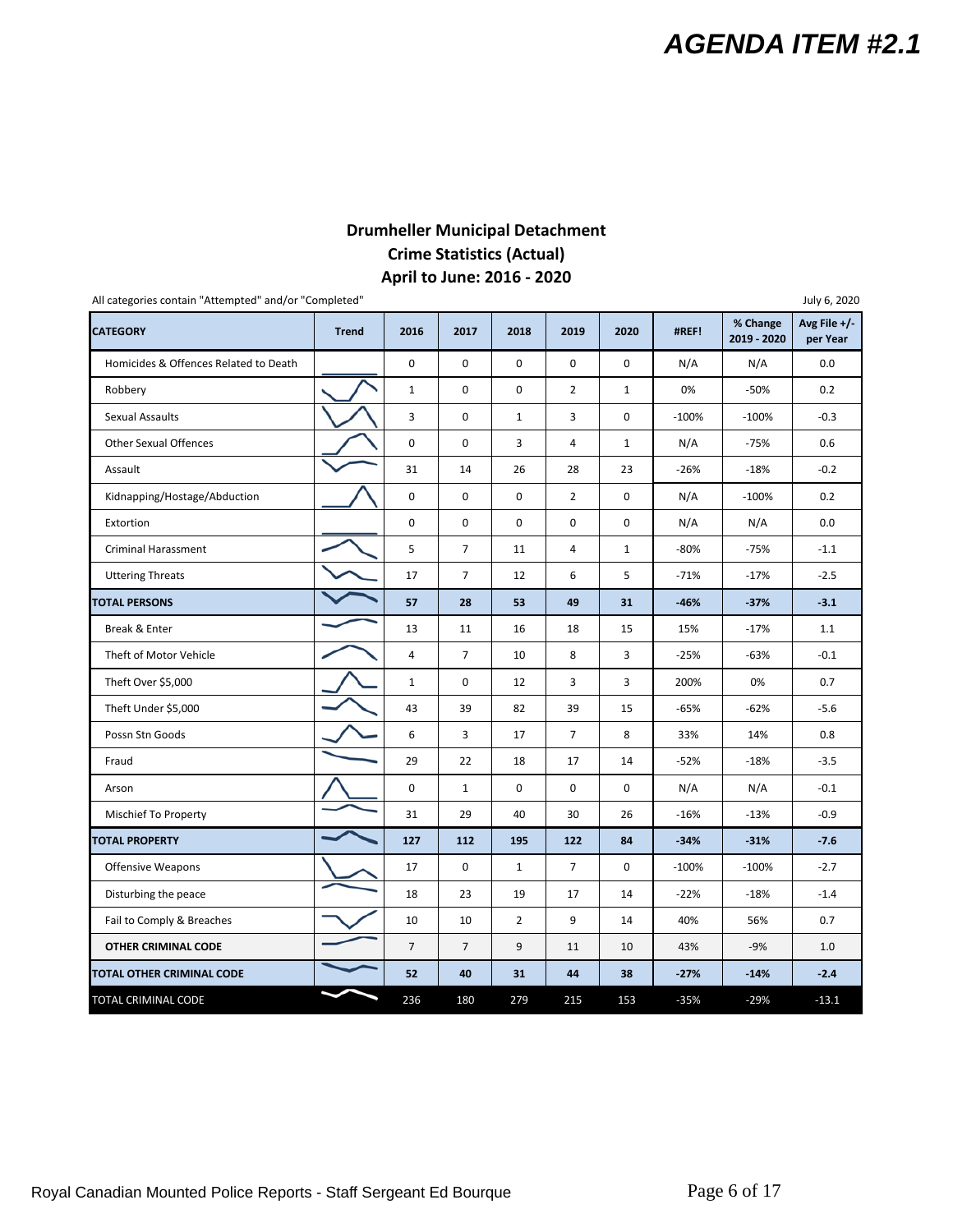AGENDA ITEM #2.1

## Drumheller Municipal Detachment
## Crime Statistics (Actual)
## April to June: 2016 - 2020

All categories contain "Attempted" and/or "Completed"

July 6, 2020

| CATEGORY | Trend | 2016 | 2017 | 2018 | 2019 | 2020 | #REF! | % Change 2019 - 2020 | Avg File +/- per Year |
|---|---|---|---|---|---|---|---|---|---|
| Homicides & Offences Related to Death | | 0 | 0 | 0 | 0 | 0 | N/A | N/A | 0.0 |
| Robbery | | 1 | 0 | 0 | 2 | 1 | 0% | -50% | 0.2 |
| Sexual Assaults | | 3 | 0 | 1 | 3 | 0 | -100% | -100% | -0.3 |
| Other Sexual Offences | | 0 | 0 | 3 | 4 | 1 | N/A | -75% | 0.6 |
| Assault | | 31 | 14 | 26 | 28 | 23 | -26% | -18% | -0.2 |
| Kidnapping/Hostage/Abduction | | 0 | 0 | 0 | 2 | 0 | N/A | -100% | 0.2 |
| Extortion | | 0 | 0 | 0 | 0 | 0 | N/A | N/A | 0.0 |
| Criminal Harassment | | 5 | 7 | 11 | 4 | 1 | -80% | -75% | -1.1 |
| Uttering Threats | | 17 | 7 | 12 | 6 | 5 | -71% | -17% | -2.5 |
| **TOTAL PERSONS** | | **57** | **28** | **53** | **49** | **31** | **-46%** | **-37%** | **-3.1** |
| Break & Enter | | 13 | 11 | 16 | 18 | 15 | 15% | -17% | 1.1 |
| Theft of Motor Vehicle | | 4 | 7 | 10 | 8 | 3 | -25% | -63% | -0.1 |
| Theft Over $5,000 | | 1 | 0 | 12 | 3 | 3 | 200% | 0% | 0.7 |
| Theft Under $5,000 | | 43 | 39 | 82 | 39 | 15 | -65% | -62% | -5.6 |
| Possn Stn Goods | | 6 | 3 | 17 | 7 | 8 | 33% | 14% | 0.8 |
| Fraud | | 29 | 22 | 18 | 17 | 14 | -52% | -18% | -3.5 |
| Arson | | 0 | 1 | 0 | 0 | 0 | N/A | N/A | -0.1 |
| Mischief To Property | | 31 | 29 | 40 | 30 | 26 | -16% | -13% | -0.9 |
| **TOTAL PROPERTY** | | **127** | **112** | **195** | **122** | **84** | **-34%** | **-31%** | **-7.6** |
| Offensive Weapons | | 17 | 0 | 1 | 7 | 0 | -100% | -100% | -2.7 |
| Disturbing the peace | | 18 | 23 | 19 | 17 | 14 | -22% | -18% | -1.4 |
| Fail to Comply & Breaches | | 10 | 10 | 2 | 9 | 14 | 40% | 56% | 0.7 |
| **OTHER CRIMINAL CODE** | | 7 | 7 | 9 | 11 | 10 | 43% | -9% | 1.0 |
| **TOTAL OTHER CRIMINAL CODE** | | **52** | **40** | **31** | **44** | **38** | **-27%** | **-14%** | **-2.4** |
| TOTAL CRIMINAL CODE | | 236 | 180 | 279 | 215 | 153 | -35% | -29% | -13.1 |

Royal Canadian Mounted Police Reports - Staff Sergeant Ed Bourque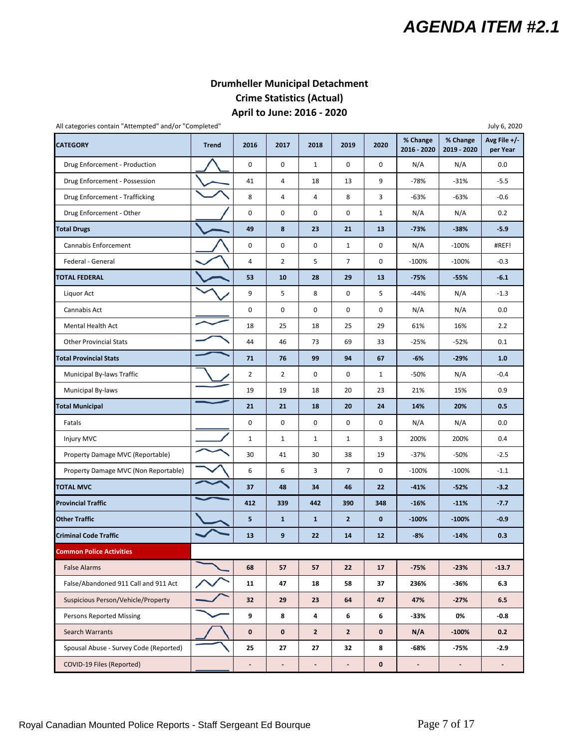# AGENDA ITEM #2.1

## Drumheller Municipal Detachment
## Crime Statistics (Actual)
## April to June: 2016 - 2020

All categories contain "Attempted" and/or "Completed"

July 6, 2020

| CATEGORY | Trend | 2016 | 2017 | 2018 | 2019 | 2020 | % Change 2016 - 2020 | % Change 2019 - 2020 | Avg File +/- per Year |
|---|---|---|---|---|---|---|---|---|---|
| Drug Enforcement - Production | | 0 | 0 | 1 | 0 | 0 | N/A | N/A | 0.0 |
| Drug Enforcement - Possession | | 41 | 4 | 18 | 13 | 9 | -78% | -31% | -5.5 |
| Drug Enforcement - Trafficking | | 8 | 4 | 4 | 8 | 3 | -63% | -63% | -0.6 |
| Drug Enforcement - Other | | 0 | 0 | 0 | 0 | 1 | N/A | N/A | 0.2 |
| **Total Drugs** | | **49** | **8** | **23** | **21** | **13** | **-73%** | **-38%** | **-5.9** |
| Cannabis Enforcement | | 0 | 0 | 0 | 1 | 0 | N/A | -100% | #REF! |
| Federal - General | | 4 | 2 | 5 | 7 | 0 | -100% | -100% | -0.3 |
| **TOTAL FEDERAL** | | **53** | **10** | **28** | **29** | **13** | **-75%** | **-55%** | **-6.1** |
| Liquor Act | | 9 | 5 | 8 | 0 | 5 | -44% | N/A | -1.3 |
| Cannabis Act | | 0 | 0 | 0 | 0 | 0 | N/A | N/A | 0.0 |
| Mental Health Act | | 18 | 25 | 18 | 25 | 29 | 61% | 16% | 2.2 |
| Other Provincial Stats | | 44 | 46 | 73 | 69 | 33 | -25% | -52% | 0.1 |
| **Total Provincial Stats** | | **71** | **76** | **99** | **94** | **67** | **-6%** | **-29%** | **1.0** |
| Municipal By-laws Traffic | | 2 | 2 | 0 | 0 | 1 | -50% | N/A | -0.4 |
| Municipal By-laws | | 19 | 19 | 18 | 20 | 23 | 21% | 15% | 0.9 |
| **Total Municipal** | | **21** | **21** | **18** | **20** | **24** | **14%** | **20%** | **0.5** |
| Fatals | | 0 | 0 | 0 | 0 | 0 | N/A | N/A | 0.0 |
| Injury MVC | | 1 | 1 | 1 | 1 | 3 | 200% | 200% | 0.4 |
| Property Damage MVC (Reportable) | | 30 | 41 | 30 | 38 | 19 | -37% | -50% | -2.5 |
| Property Damage MVC (Non Reportable) | | 6 | 6 | 3 | 7 | 0 | -100% | -100% | -1.1 |
| **TOTAL MVC** | | **37** | **48** | **34** | **46** | **22** | **-41%** | **-52%** | **-3.2** |
| **Provincial Traffic** | | **412** | **339** | **442** | **390** | **348** | **-16%** | **-11%** | **-7.7** |
| **Other Traffic** | | **5** | **1** | **1** | **2** | **0** | **-100%** | **-100%** | **-0.9** |
| **Criminal Code Traffic** | | **13** | **9** | **22** | **14** | **12** | **-8%** | **-14%** | **0.3** |
| **Common Police Activities** | | | | | | | | | |
| False Alarms | | **68** | **57** | **57** | **22** | **17** | **-75%** | **-23%** | **-13.7** |
| False/Abandoned 911 Call and 911 Act | | **11** | **47** | **18** | **58** | **37** | **236%** | **-36%** | **6.3** |
| Suspicious Person/Vehicle/Property | | **32** | **29** | **23** | **64** | **47** | **47%** | **-27%** | **6.5** |
| Persons Reported Missing | | **9** | **8** | **4** | **6** | **6** | **-33%** | **0%** | **-0.8** |
| Search Warrants | | **0** | **0** | **2** | **2** | **0** | **N/A** | **-100%** | **0.2** |
| Spousal Abuse - Survey Code (Reported) | | **25** | **27** | **27** | **32** | **8** | **-68%** | **-75%** | **-2.9** |
| COVID-19 Files (Reported) | | **-** | **-** | **-** | **-** | **0** | **-** | **-** | **-** |

Royal Canadian Mounted Police Reports - Staff Sergeant Ed Bourque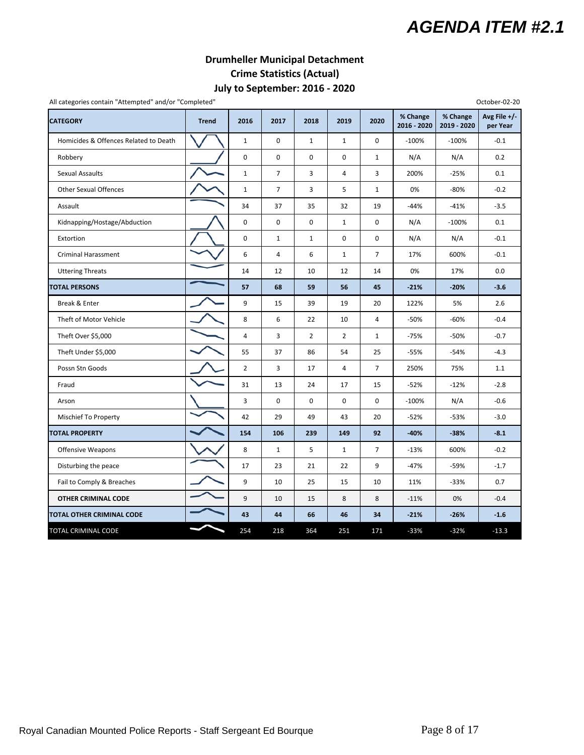# AGENDA ITEM #2.1

## Drumheller Municipal Detachment
## Crime Statistics (Actual)
## July to September: 2016 - 2020

All categories contain "Attempted" and/or "Completed"

October-02-20

| CATEGORY | Trend | 2016 | 2017 | 2018 | 2019 | 2020 | % Change 2016 - 2020 | % Change 2019 - 2020 | Avg File +/- per Year |
|---|---|---|---|---|---|---|---|---|---|
| Homicides & Offences Related to Death | | 1 | 0 | 1 | 1 | 0 | -100% | -100% | -0.1 |
| Robbery | | 0 | 0 | 0 | 0 | 1 | N/A | N/A | 0.2 |
| Sexual Assaults | | 1 | 7 | 3 | 4 | 3 | 200% | -25% | 0.1 |
| Other Sexual Offences | | 1 | 7 | 3 | 5 | 1 | 0% | -80% | -0.2 |
| Assault | | 34 | 37 | 35 | 32 | 19 | -44% | -41% | -3.5 |
| Kidnapping/Hostage/Abduction | | 0 | 0 | 0 | 1 | 0 | N/A | -100% | 0.1 |
| Extortion | | 0 | 1 | 1 | 0 | 0 | N/A | N/A | -0.1 |
| Criminal Harassment | | 6 | 4 | 6 | 1 | 7 | 17% | 600% | -0.1 |
| Uttering Threats | | 14 | 12 | 10 | 12 | 14 | 0% | 17% | 0.0 |
| **TOTAL PERSONS** | | **57** | **68** | **59** | **56** | **45** | **-21%** | **-20%** | **-3.6** |
| Break & Enter | | 9 | 15 | 39 | 19 | 20 | 122% | 5% | 2.6 |
| Theft of Motor Vehicle | | 8 | 6 | 22 | 10 | 4 | -50% | -60% | -0.4 |
| Theft Over $5,000 | | 4 | 3 | 2 | 2 | 1 | -75% | -50% | -0.7 |
| Theft Under $5,000 | | 55 | 37 | 86 | 54 | 25 | -55% | -54% | -4.3 |
| Possn Stn Goods | | 2 | 3 | 17 | 4 | 7 | 250% | 75% | 1.1 |
| Fraud | | 31 | 13 | 24 | 17 | 15 | -52% | -12% | -2.8 |
| Arson | | 3 | 0 | 0 | 0 | 0 | -100% | N/A | -0.6 |
| Mischief To Property | | 42 | 29 | 49 | 43 | 20 | -52% | -53% | -3.0 |
| **TOTAL PROPERTY** | | **154** | **106** | **239** | **149** | **92** | **-40%** | **-38%** | **-8.1** |
| Offensive Weapons | | 8 | 1 | 5 | 1 | 7 | -13% | 600% | -0.2 |
| Disturbing the peace | | 17 | 23 | 21 | 22 | 9 | -47% | -59% | -1.7 |
| Fail to Comply & Breaches | | 9 | 10 | 25 | 15 | 10 | 11% | -33% | 0.7 |
| **OTHER CRIMINAL CODE** | | 9 | 10 | 15 | 8 | 8 | -11% | 0% | -0.4 |
| **TOTAL OTHER CRIMINAL CODE** | | **43** | **44** | **66** | **46** | **34** | **-21%** | **-26%** | **-1.6** |
| TOTAL CRIMINAL CODE | | 254 | 218 | 364 | 251 | 171 | -33% | -32% | -13.3 |

Royal Canadian Mounted Police Reports - Staff Sergeant Ed Bourque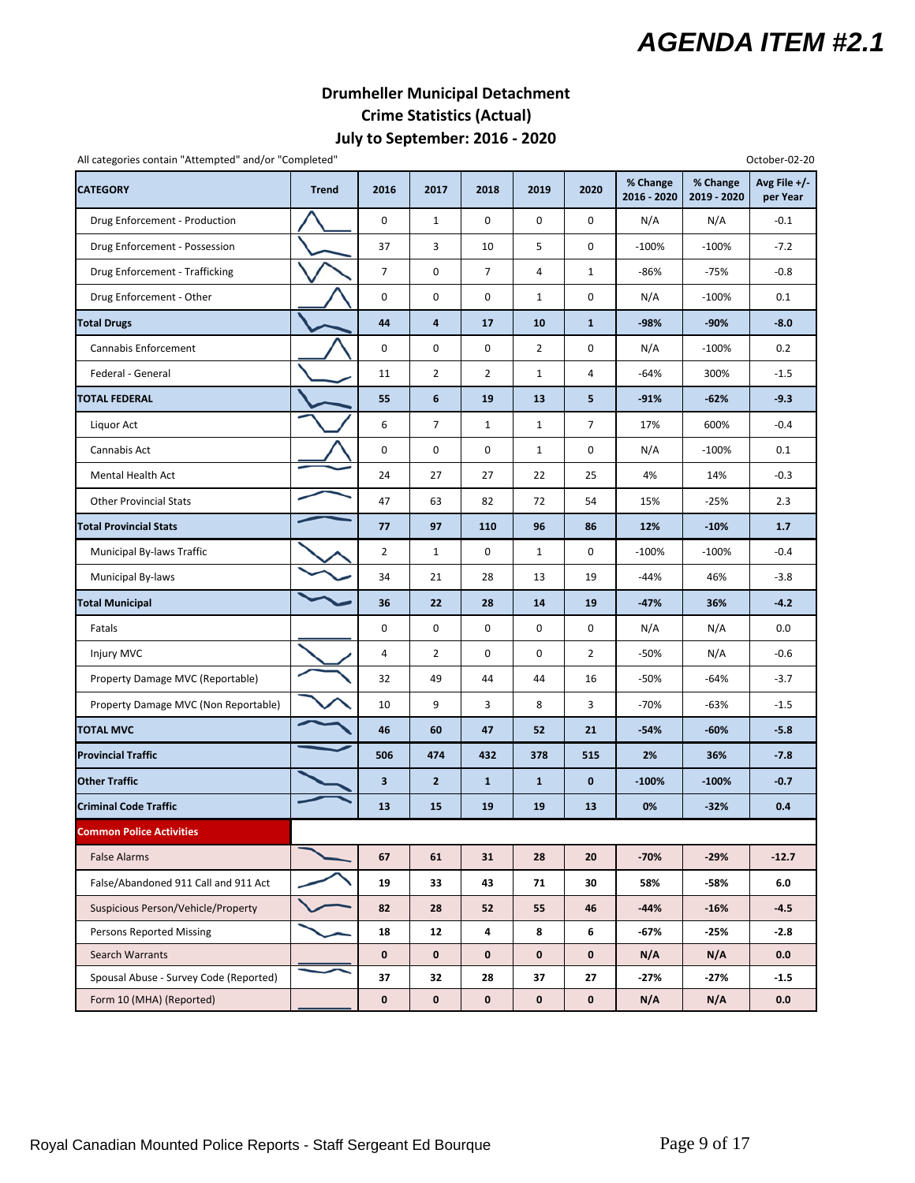# AGENDA ITEM #2.1

## Drumheller Municipal Detachment
## Crime Statistics (Actual)
## July to September: 2016 - 2020

All categories contain "Attempted" and/or "Completed"

October-02-20

| CATEGORY | Trend | 2016 | 2017 | 2018 | 2019 | 2020 | % Change 2016 - 2020 | % Change 2019 - 2020 | Avg File +/- per Year |
|---|---|---|---|---|---|---|---|---|---|
| Drug Enforcement - Production | | 0 | 1 | 0 | 0 | 0 | N/A | N/A | -0.1 |
| Drug Enforcement - Possession | | 37 | 3 | 10 | 5 | 0 | -100% | -100% | -7.2 |
| Drug Enforcement - Trafficking | | 7 | 0 | 7 | 4 | 1 | -86% | -75% | -0.8 |
| Drug Enforcement - Other | | 0 | 0 | 0 | 1 | 0 | N/A | -100% | 0.1 |
| **Total Drugs** | | **44** | **4** | **17** | **10** | **1** | **-98%** | **-90%** | **-8.0** |
| Cannabis Enforcement | | 0 | 0 | 0 | 2 | 0 | N/A | -100% | 0.2 |
| Federal - General | | 11 | 2 | 2 | 1 | 4 | -64% | 300% | -1.5 |
| **TOTAL FEDERAL** | | **55** | **6** | **19** | **13** | **5** | **-91%** | **-62%** | **-9.3** |
| Liquor Act | | 6 | 7 | 1 | 1 | 7 | 17% | 600% | -0.4 |
| Cannabis Act | | 0 | 0 | 0 | 1 | 0 | N/A | -100% | 0.1 |
| Mental Health Act | | 24 | 27 | 27 | 22 | 25 | 4% | 14% | -0.3 |
| Other Provincial Stats | | 47 | 63 | 82 | 72 | 54 | 15% | -25% | 2.3 |
| **Total Provincial Stats** | | **77** | **97** | **110** | **96** | **86** | **12%** | **-10%** | **1.7** |
| Municipal By-laws Traffic | | 2 | 1 | 0 | 1 | 0 | -100% | -100% | -0.4 |
| Municipal By-laws | | 34 | 21 | 28 | 13 | 19 | -44% | 46% | -3.8 |
| **Total Municipal** | | **36** | **22** | **28** | **14** | **19** | **-47%** | **36%** | **-4.2** |
| Fatals | | 0 | 0 | 0 | 0 | 0 | N/A | N/A | 0.0 |
| Injury MVC | | 4 | 2 | 0 | 0 | 2 | -50% | N/A | -0.6 |
| Property Damage MVC (Reportable) | | 32 | 49 | 44 | 44 | 16 | -50% | -64% | -3.7 |
| Property Damage MVC (Non Reportable) | | 10 | 9 | 3 | 8 | 3 | -70% | -63% | -1.5 |
| **TOTAL MVC** | | **46** | **60** | **47** | **52** | **21** | **-54%** | **-60%** | **-5.8** |
| **Provincial Traffic** | | **506** | **474** | **432** | **378** | **515** | **2%** | **36%** | **-7.8** |
| **Other Traffic** | | **3** | **2** | **1** | **1** | **0** | **-100%** | **-100%** | **-0.7** |
| **Criminal Code Traffic** | | **13** | **15** | **19** | **19** | **13** | **0%** | **-32%** | **0.4** |
| **Common Police Activities** | | | | | | | | | |
| False Alarms | | **67** | **61** | **31** | **28** | **20** | **-70%** | **-29%** | **-12.7** |
| False/Abandoned 911 Call and 911 Act | | **19** | **33** | **43** | **71** | **30** | **58%** | **-58%** | **6.0** |
| Suspicious Person/Vehicle/Property | | **82** | **28** | **52** | **55** | **46** | **-44%** | **-16%** | **-4.5** |
| Persons Reported Missing | | **18** | **12** | **4** | **8** | **6** | **-67%** | **-25%** | **-2.8** |
| Search Warrants | | **0** | **0** | **0** | **0** | **0** | **N/A** | **N/A** | **0.0** |
| Spousal Abuse - Survey Code (Reported) | | **37** | **32** | **28** | **37** | **27** | **-27%** | **-27%** | **-1.5** |
| Form 10 (MHA) (Reported) | | **0** | **0** | **0** | **0** | **0** | **N/A** | **N/A** | **0.0** |

Royal Canadian Mounted Police Reports - Staff Sergeant Ed Bourque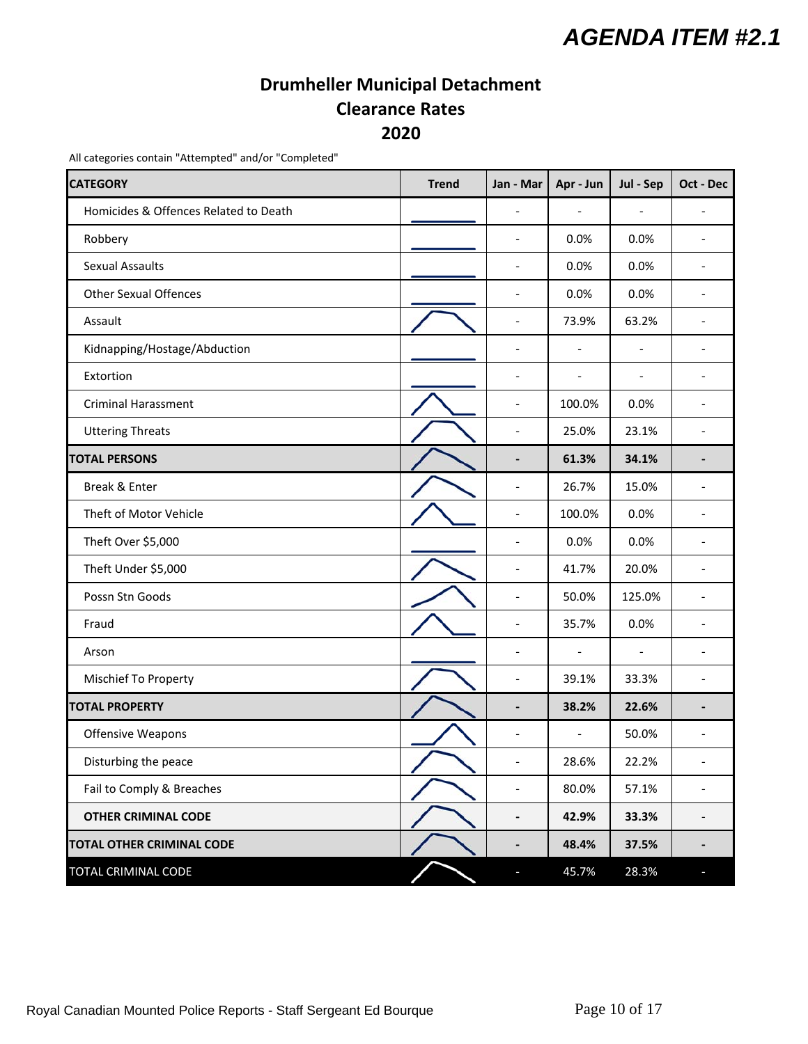AGENDA ITEM #2.1

# Drumheller Municipal Detachment
# Clearance Rates
# 2020

All categories contain "Attempted" and/or "Completed"

| CATEGORY | Trend | Jan - Mar | Apr - Jun | Jul - Sep | Oct - Dec |
|---|---|---|---|---|---|
| Homicides & Offences Related to Death | | - | - | - | - |
| Robbery | | - | 0.0% | 0.0% | - |
| Sexual Assaults | | - | 0.0% | 0.0% | - |
| Other Sexual Offences | | - | 0.0% | 0.0% | - |
| Assault | | - | 73.9% | 63.2% | - |
| Kidnapping/Hostage/Abduction | | - | - | - | - |
| Extortion | | - | - | - | - |
| Criminal Harassment | | - | 100.0% | 0.0% | - |
| Uttering Threats | | - | 25.0% | 23.1% | - |
| **TOTAL PERSONS** | | **-** | **61.3%** | **34.1%** | **-** |
| Break & Enter | | - | 26.7% | 15.0% | - |
| Theft of Motor Vehicle | | - | 100.0% | 0.0% | - |
| Theft Over $5,000 | | - | 0.0% | 0.0% | - |
| Theft Under $5,000 | | - | 41.7% | 20.0% | - |
| Possn Stn Goods | | - | 50.0% | 125.0% | - |
| Fraud | | - | 35.7% | 0.0% | - |
| Arson | | - | - | - | - |
| Mischief To Property | | - | 39.1% | 33.3% | - |
| **TOTAL PROPERTY** | | **-** | **38.2%** | **22.6%** | **-** |
| Offensive Weapons | | - | - | 50.0% | - |
| Disturbing the peace | | - | 28.6% | 22.2% | - |
| Fail to Comply & Breaches | | - | 80.0% | 57.1% | - |
| **OTHER CRIMINAL CODE** | | **-** | **42.9%** | **33.3%** | - |
| **TOTAL OTHER CRIMINAL CODE** | | **-** | **48.4%** | **37.5%** | **-** |
| TOTAL CRIMINAL CODE | | - | 45.7% | 28.3% | - |

Royal Canadian Mounted Police Reports - Staff Sergeant Ed Bourque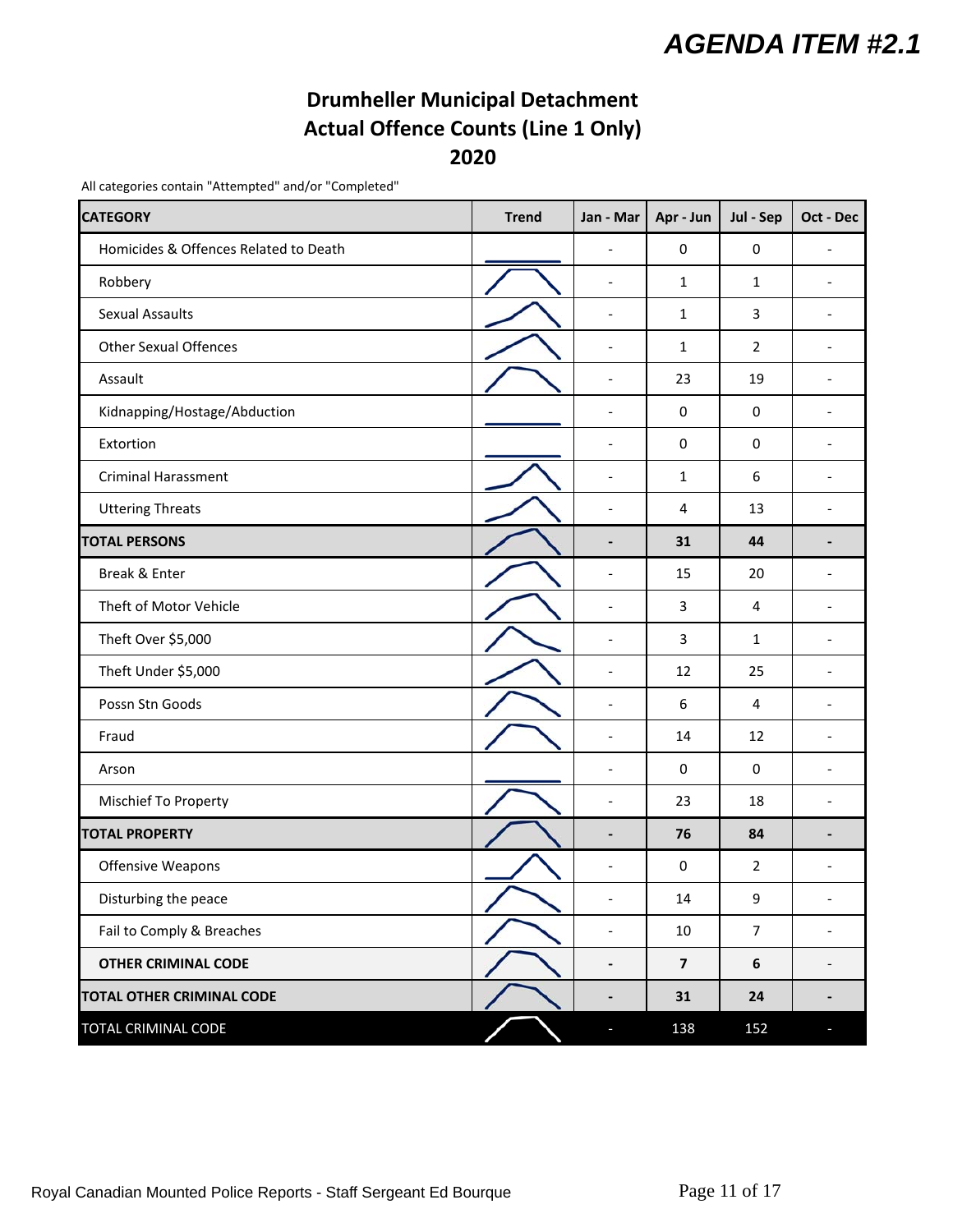AGENDA ITEM #2.1

# Drumheller Municipal Detachment
## Actual Offence Counts (Line 1 Only)
## 2020

All categories contain "Attempted" and/or "Completed"

| CATEGORY | Trend | Jan - Mar | Apr - Jun | Jul - Sep | Oct - Dec |
|---|---|---|---|---|---|
| Homicides & Offences Related to Death | | - | 0 | 0 | - |
| Robbery | | - | 1 | 1 | - |
| Sexual Assaults | | - | 1 | 3 | - |
| Other Sexual Offences | | - | 1 | 2 | - |
| Assault | | - | 23 | 19 | - |
| Kidnapping/Hostage/Abduction | | - | 0 | 0 | - |
| Extortion | | - | 0 | 0 | - |
| Criminal Harassment | | - | 1 | 6 | - |
| Uttering Threats | | - | 4 | 13 | - |
| **TOTAL PERSONS** | | **-** | **31** | **44** | **-** |
| Break & Enter | | - | 15 | 20 | - |
| Theft of Motor Vehicle | | - | 3 | 4 | - |
| Theft Over $5,000 | | - | 3 | 1 | - |
| Theft Under $5,000 | | - | 12 | 25 | - |
| Possn Stn Goods | | - | 6 | 4 | - |
| Fraud | | - | 14 | 12 | - |
| Arson | | - | 0 | 0 | - |
| Mischief To Property | | - | 23 | 18 | - |
| **TOTAL PROPERTY** | | **-** | **76** | **84** | **-** |
| Offensive Weapons | | - | 0 | 2 | - |
| Disturbing the peace | | - | 14 | 9 | - |
| Fail to Comply & Breaches | | - | 10 | 7 | - |
| **OTHER CRIMINAL CODE** | | **-** | **7** | **6** | - |
| **TOTAL OTHER CRIMINAL CODE** | | **-** | **31** | **24** | **-** |
| TOTAL CRIMINAL CODE | | - | 138 | 152 | - |

Royal Canadian Mounted Police Reports - Staff Sergeant Ed Bourque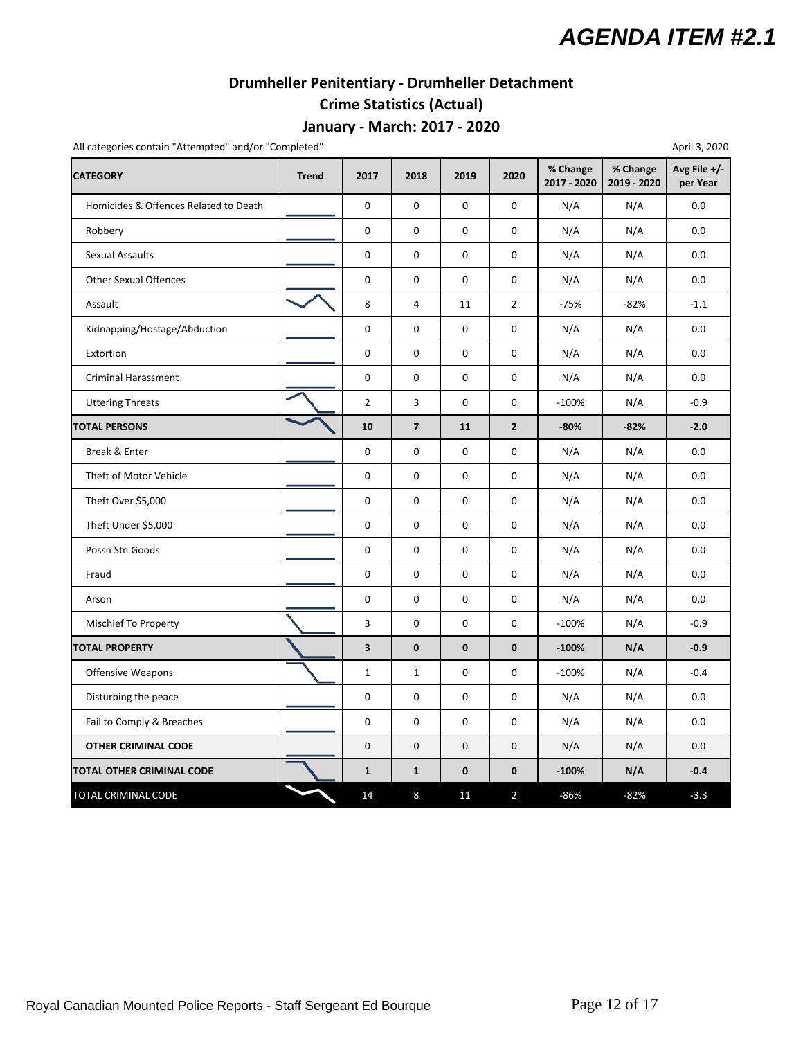# AGENDA ITEM #2.1

## Drumheller Penitentiary - Drumheller Detachment
## Crime Statistics (Actual)
## January - March: 2017 - 2020

All categories contain "Attempted" and/or "Completed"

April 3, 2020

| CATEGORY | Trend | 2017 | 2018 | 2019 | 2020 | % Change 2017 - 2020 | % Change 2019 - 2020 | Avg File +/- per Year |
|---|---|---|---|---|---|---|---|---|
| Homicides & Offences Related to Death | | 0 | 0 | 0 | 0 | N/A | N/A | 0.0 |
| Robbery | | 0 | 0 | 0 | 0 | N/A | N/A | 0.0 |
| Sexual Assaults | | 0 | 0 | 0 | 0 | N/A | N/A | 0.0 |
| Other Sexual Offences | | 0 | 0 | 0 | 0 | N/A | N/A | 0.0 |
| Assault | | 8 | 4 | 11 | 2 | -75% | -82% | -1.1 |
| Kidnapping/Hostage/Abduction | | 0 | 0 | 0 | 0 | N/A | N/A | 0.0 |
| Extortion | | 0 | 0 | 0 | 0 | N/A | N/A | 0.0 |
| Criminal Harassment | | 0 | 0 | 0 | 0 | N/A | N/A | 0.0 |
| Uttering Threats | | 2 | 3 | 0 | 0 | -100% | N/A | -0.9 |
| **TOTAL PERSONS** | | **10** | **7** | **11** | **2** | **-80%** | **-82%** | **-2.0** |
| Break & Enter | | 0 | 0 | 0 | 0 | N/A | N/A | 0.0 |
| Theft of Motor Vehicle | | 0 | 0 | 0 | 0 | N/A | N/A | 0.0 |
| Theft Over $5,000 | | 0 | 0 | 0 | 0 | N/A | N/A | 0.0 |
| Theft Under $5,000 | | 0 | 0 | 0 | 0 | N/A | N/A | 0.0 |
| Possn Stn Goods | | 0 | 0 | 0 | 0 | N/A | N/A | 0.0 |
| Fraud | | 0 | 0 | 0 | 0 | N/A | N/A | 0.0 |
| Arson | | 0 | 0 | 0 | 0 | N/A | N/A | 0.0 |
| Mischief To Property | | 3 | 0 | 0 | 0 | -100% | N/A | -0.9 |
| **TOTAL PROPERTY** | | **3** | **0** | **0** | **0** | **-100%** | **N/A** | **-0.9** |
| Offensive Weapons | | 1 | 1 | 0 | 0 | -100% | N/A | -0.4 |
| Disturbing the peace | | 0 | 0 | 0 | 0 | N/A | N/A | 0.0 |
| Fail to Comply & Breaches | | 0 | 0 | 0 | 0 | N/A | N/A | 0.0 |
| **OTHER CRIMINAL CODE** | | 0 | 0 | 0 | 0 | N/A | N/A | 0.0 |
| **TOTAL OTHER CRIMINAL CODE** | | **1** | **1** | **0** | **0** | **-100%** | **N/A** | **-0.4** |
| TOTAL CRIMINAL CODE | | 14 | 8 | 11 | 2 | -86% | -82% | -3.3 |

Royal Canadian Mounted Police Reports - Staff Sergeant Ed Bourque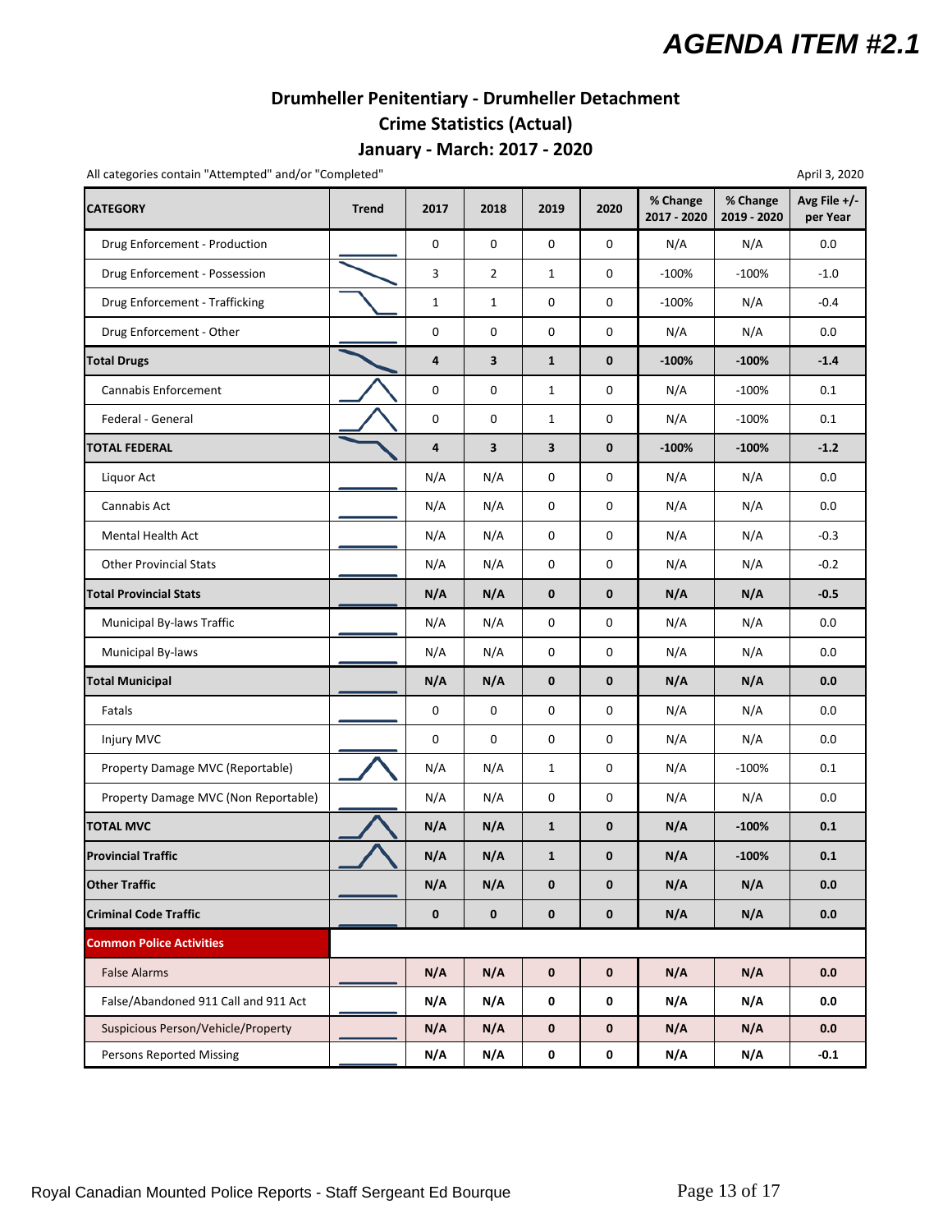# AGENDA ITEM #2.1

## Drumheller Penitentiary - Drumheller Detachment
## Crime Statistics (Actual)
## January - March: 2017 - 2020

All categories contain "Attempted" and/or "Completed"

April 3, 2020

| CATEGORY | Trend | 2017 | 2018 | 2019 | 2020 | % Change 2017 - 2020 | % Change 2019 - 2020 | Avg File +/- per Year |
|---|---|---|---|---|---|---|---|---|
| Drug Enforcement - Production | | 0 | 0 | 0 | 0 | N/A | N/A | 0.0 |
| Drug Enforcement - Possession | | 3 | 2 | 1 | 0 | -100% | -100% | -1.0 |
| Drug Enforcement - Trafficking | | 1 | 1 | 0 | 0 | -100% | N/A | -0.4 |
| Drug Enforcement - Other | | 0 | 0 | 0 | 0 | N/A | N/A | 0.0 |
| **Total Drugs** | | **4** | **3** | **1** | **0** | **-100%** | **-100%** | **-1.4** |
| Cannabis Enforcement | | 0 | 0 | 1 | 0 | N/A | -100% | 0.1 |
| Federal - General | | 0 | 0 | 1 | 0 | N/A | -100% | 0.1 |
| **TOTAL FEDERAL** | | **4** | **3** | **3** | **0** | **-100%** | **-100%** | **-1.2** |
| Liquor Act | | N/A | N/A | 0 | 0 | N/A | N/A | 0.0 |
| Cannabis Act | | N/A | N/A | 0 | 0 | N/A | N/A | 0.0 |
| Mental Health Act | | N/A | N/A | 0 | 0 | N/A | N/A | -0.3 |
| Other Provincial Stats | | N/A | N/A | 0 | 0 | N/A | N/A | -0.2 |
| **Total Provincial Stats** | | **N/A** | **N/A** | **0** | **0** | **N/A** | **N/A** | **-0.5** |
| Municipal By-laws Traffic | | N/A | N/A | 0 | 0 | N/A | N/A | 0.0 |
| Municipal By-laws | | N/A | N/A | 0 | 0 | N/A | N/A | 0.0 |
| **Total Municipal** | | **N/A** | **N/A** | **0** | **0** | **N/A** | **N/A** | **0.0** |
| Fatals | | 0 | 0 | 0 | 0 | N/A | N/A | 0.0 |
| Injury MVC | | 0 | 0 | 0 | 0 | N/A | N/A | 0.0 |
| Property Damage MVC (Reportable) | | N/A | N/A | 1 | 0 | N/A | -100% | 0.1 |
| Property Damage MVC (Non Reportable) | | N/A | N/A | 0 | 0 | N/A | N/A | 0.0 |
| **TOTAL MVC** | | **N/A** | **N/A** | **1** | **0** | **N/A** | **-100%** | **0.1** |
| **Provincial Traffic** | | **N/A** | **N/A** | **1** | **0** | **N/A** | **-100%** | **0.1** |
| **Other Traffic** | | **N/A** | **N/A** | **0** | **0** | **N/A** | **N/A** | **0.0** |
| **Criminal Code Traffic** | | **0** | **0** | **0** | **0** | **N/A** | **N/A** | **0.0** |
| **Common Police Activities** | | | | | | | | |
| False Alarms | | **N/A** | **N/A** | **0** | **0** | **N/A** | **N/A** | **0.0** |
| False/Abandoned 911 Call and 911 Act | | **N/A** | **N/A** | **0** | **0** | **N/A** | **N/A** | **0.0** |
| Suspicious Person/Vehicle/Property | | **N/A** | **N/A** | **0** | **0** | **N/A** | **N/A** | **0.0** |
| Persons Reported Missing | | **N/A** | **N/A** | **0** | **0** | **N/A** | **N/A** | **-0.1** |

Royal Canadian Mounted Police Reports - Staff Sergeant Ed Bourque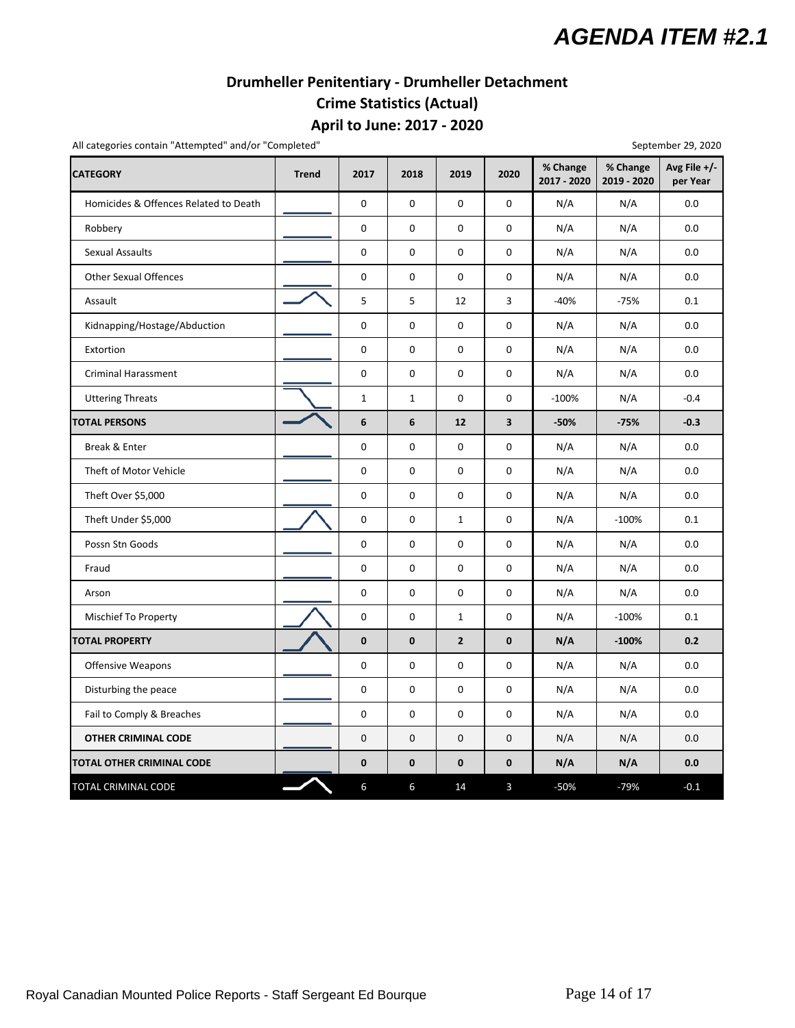# AGENDA ITEM #2.1

## Drumheller Penitentiary - Drumheller Detachment
## Crime Statistics (Actual)
## April to June: 2017 - 2020

All categories contain "Attempted" and/or "Completed"

September 29, 2020

| CATEGORY | Trend | 2017 | 2018 | 2019 | 2020 | % Change 2017 - 2020 | % Change 2019 - 2020 | Avg File +/- per Year |
|---|---|---|---|---|---|---|---|---|
| Homicides & Offences Related to Death | | 0 | 0 | 0 | 0 | N/A | N/A | 0.0 |
| Robbery | | 0 | 0 | 0 | 0 | N/A | N/A | 0.0 |
| Sexual Assaults | | 0 | 0 | 0 | 0 | N/A | N/A | 0.0 |
| Other Sexual Offences | | 0 | 0 | 0 | 0 | N/A | N/A | 0.0 |
| Assault | | 5 | 5 | 12 | 3 | -40% | -75% | 0.1 |
| Kidnapping/Hostage/Abduction | | 0 | 0 | 0 | 0 | N/A | N/A | 0.0 |
| Extortion | | 0 | 0 | 0 | 0 | N/A | N/A | 0.0 |
| Criminal Harassment | | 0 | 0 | 0 | 0 | N/A | N/A | 0.0 |
| Uttering Threats | | 1 | 1 | 0 | 0 | -100% | N/A | -0.4 |
| **TOTAL PERSONS** | | **6** | **6** | **12** | **3** | **-50%** | **-75%** | **-0.3** |
| Break & Enter | | 0 | 0 | 0 | 0 | N/A | N/A | 0.0 |
| Theft of Motor Vehicle | | 0 | 0 | 0 | 0 | N/A | N/A | 0.0 |
| Theft Over $5,000 | | 0 | 0 | 0 | 0 | N/A | N/A | 0.0 |
| Theft Under $5,000 | | 0 | 0 | 1 | 0 | N/A | -100% | 0.1 |
| Possn Stn Goods | | 0 | 0 | 0 | 0 | N/A | N/A | 0.0 |
| Fraud | | 0 | 0 | 0 | 0 | N/A | N/A | 0.0 |
| Arson | | 0 | 0 | 0 | 0 | N/A | N/A | 0.0 |
| Mischief To Property | | 0 | 0 | 1 | 0 | N/A | -100% | 0.1 |
| **TOTAL PROPERTY** | | **0** | **0** | **2** | **0** | **N/A** | **-100%** | **0.2** |
| Offensive Weapons | | 0 | 0 | 0 | 0 | N/A | N/A | 0.0 |
| Disturbing the peace | | 0 | 0 | 0 | 0 | N/A | N/A | 0.0 |
| Fail to Comply & Breaches | | 0 | 0 | 0 | 0 | N/A | N/A | 0.0 |
| **OTHER CRIMINAL CODE** | | 0 | 0 | 0 | 0 | N/A | N/A | 0.0 |
| **TOTAL OTHER CRIMINAL CODE** | | **0** | **0** | **0** | **0** | **N/A** | **N/A** | **0.0** |
| TOTAL CRIMINAL CODE | | 6 | 6 | 14 | 3 | -50% | -79% | -0.1 |

Royal Canadian Mounted Police Reports - Staff Sergeant Ed Bourque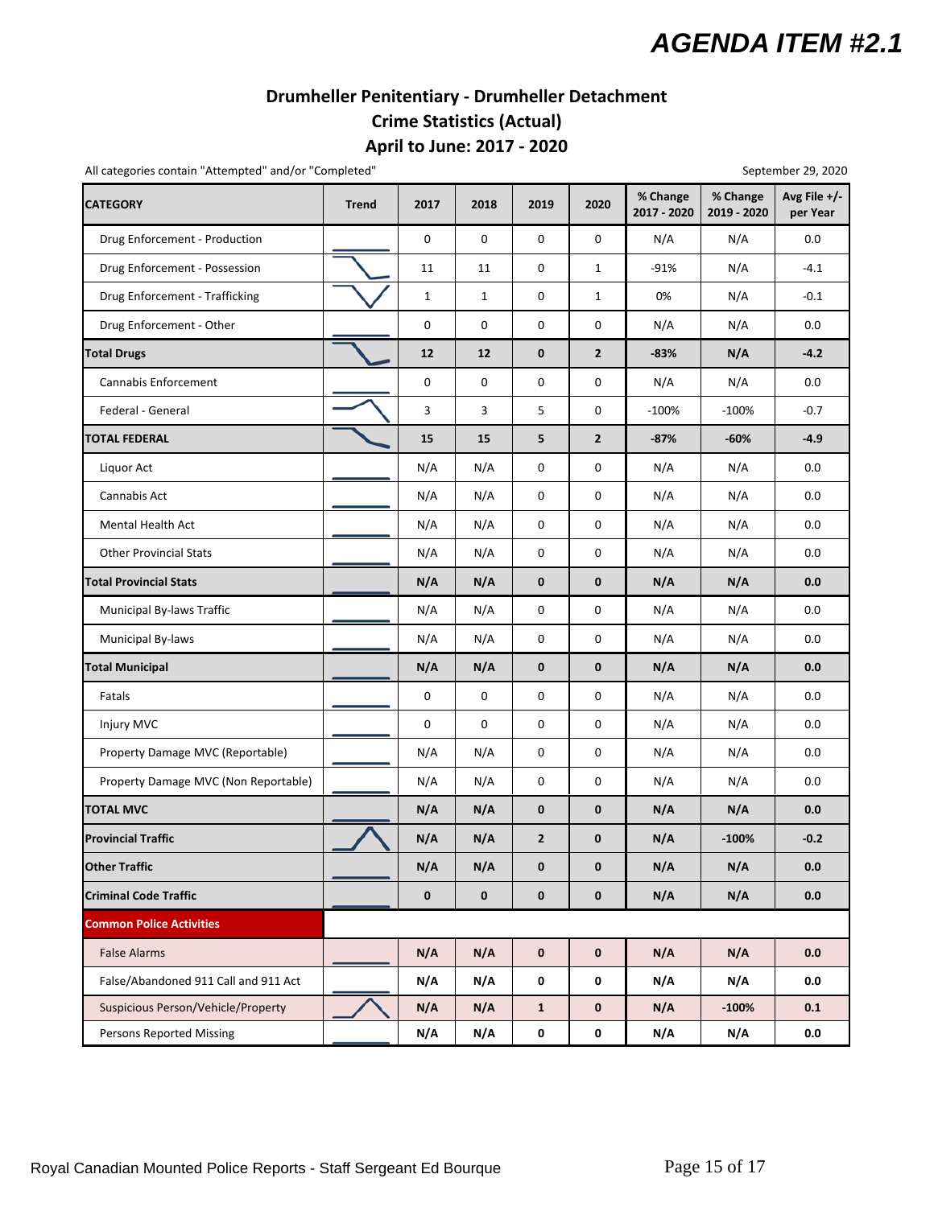# AGENDA ITEM #2.1

## Drumheller Penitentiary - Drumheller Detachment
## Crime Statistics (Actual)
## April to June: 2017 - 2020

All categories contain "Attempted" and/or "Completed"

September 29, 2020

| CATEGORY | Trend | 2017 | 2018 | 2019 | 2020 | % Change 2017 - 2020 | % Change 2019 - 2020 | Avg File +/- per Year |
|---|---|---|---|---|---|---|---|---|
| Drug Enforcement - Production | | 0 | 0 | 0 | 0 | N/A | N/A | 0.0 |
| Drug Enforcement - Possession | | 11 | 11 | 0 | 1 | -91% | N/A | -4.1 |
| Drug Enforcement - Trafficking | | 1 | 1 | 0 | 1 | 0% | N/A | -0.1 |
| Drug Enforcement - Other | | 0 | 0 | 0 | 0 | N/A | N/A | 0.0 |
| **Total Drugs** | | **12** | **12** | **0** | **2** | **-83%** | **N/A** | **-4.2** |
| Cannabis Enforcement | | 0 | 0 | 0 | 0 | N/A | N/A | 0.0 |
| Federal - General | | 3 | 3 | 5 | 0 | -100% | -100% | -0.7 |
| **TOTAL FEDERAL** | | **15** | **15** | **5** | **2** | **-87%** | **-60%** | **-4.9** |
| Liquor Act | | N/A | N/A | 0 | 0 | N/A | N/A | 0.0 |
| Cannabis Act | | N/A | N/A | 0 | 0 | N/A | N/A | 0.0 |
| Mental Health Act | | N/A | N/A | 0 | 0 | N/A | N/A | 0.0 |
| Other Provincial Stats | | N/A | N/A | 0 | 0 | N/A | N/A | 0.0 |
| **Total Provincial Stats** | | **N/A** | **N/A** | **0** | **0** | **N/A** | **N/A** | **0.0** |
| Municipal By-laws Traffic | | N/A | N/A | 0 | 0 | N/A | N/A | 0.0 |
| Municipal By-laws | | N/A | N/A | 0 | 0 | N/A | N/A | 0.0 |
| **Total Municipal** | | **N/A** | **N/A** | **0** | **0** | **N/A** | **N/A** | **0.0** |
| Fatals | | 0 | 0 | 0 | 0 | N/A | N/A | 0.0 |
| Injury MVC | | 0 | 0 | 0 | 0 | N/A | N/A | 0.0 |
| Property Damage MVC (Reportable) | | N/A | N/A | 0 | 0 | N/A | N/A | 0.0 |
| Property Damage MVC (Non Reportable) | | N/A | N/A | 0 | 0 | N/A | N/A | 0.0 |
| **TOTAL MVC** | | **N/A** | **N/A** | **0** | **0** | **N/A** | **N/A** | **0.0** |
| **Provincial Traffic** | | **N/A** | **N/A** | **2** | **0** | **N/A** | **-100%** | **-0.2** |
| **Other Traffic** | | **N/A** | **N/A** | **0** | **0** | **N/A** | **N/A** | **0.0** |
| **Criminal Code Traffic** | | **0** | **0** | **0** | **0** | **N/A** | **N/A** | **0.0** |
| **Common Police Activities** | | | | | | | | |
| False Alarms | | **N/A** | **N/A** | **0** | **0** | **N/A** | **N/A** | **0.0** |
| False/Abandoned 911 Call and 911 Act | | **N/A** | **N/A** | **0** | **0** | **N/A** | **N/A** | **0.0** |
| Suspicious Person/Vehicle/Property | | **N/A** | **N/A** | **1** | **0** | **N/A** | **-100%** | **0.1** |
| Persons Reported Missing | | **N/A** | **N/A** | **0** | **0** | **N/A** | **N/A** | **0.0** |

Royal Canadian Mounted Police Reports - Staff Sergeant Ed Bourque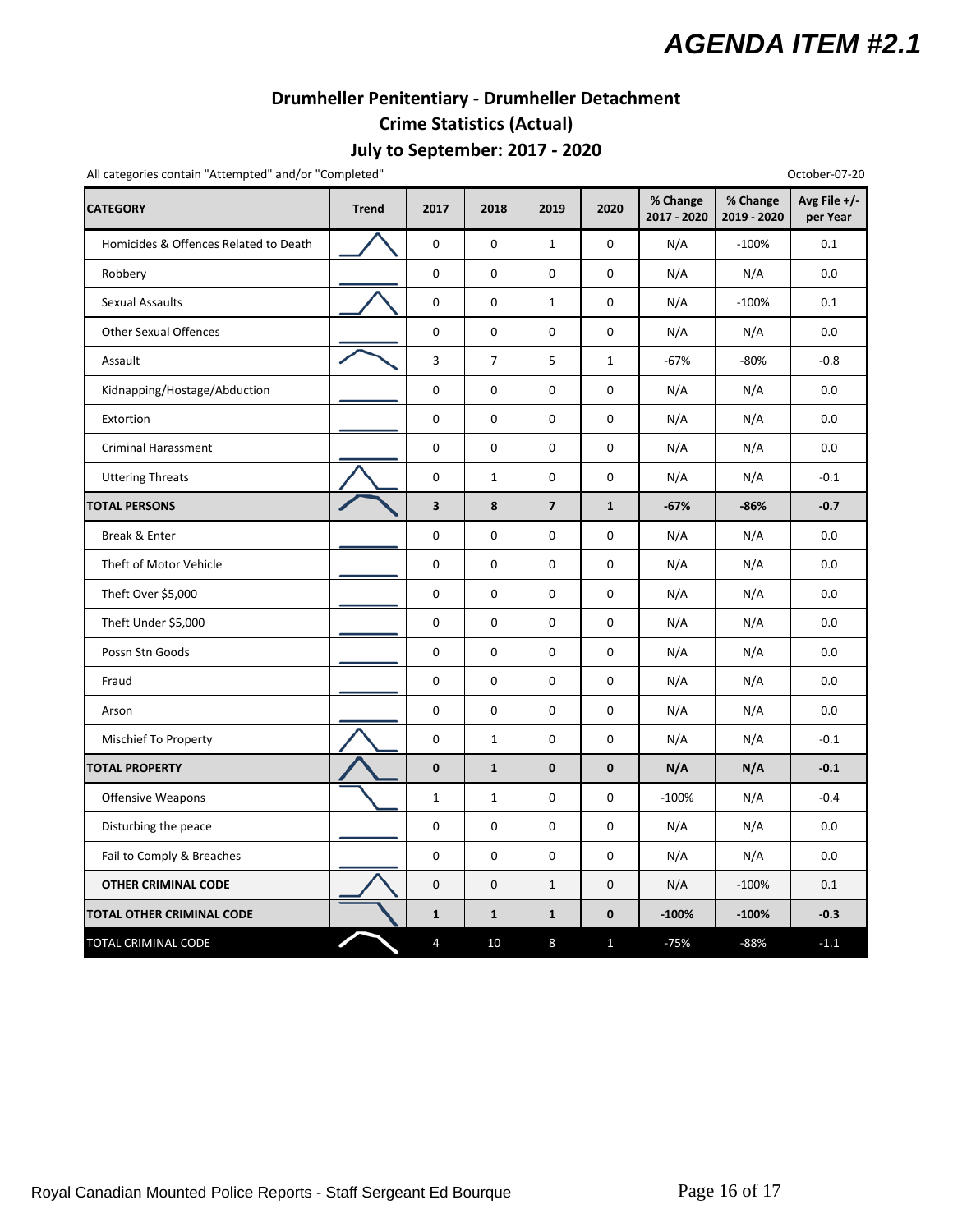# AGENDA ITEM #2.1

## Drumheller Penitentiary - Drumheller Detachment
## Crime Statistics (Actual)
## July to September: 2017 - 2020

All categories contain "Attempted" and/or "Completed"

October-07-20

| CATEGORY | Trend | 2017 | 2018 | 2019 | 2020 | % Change 2017 - 2020 | % Change 2019 - 2020 | Avg File +/- per Year |
|---|---|---|---|---|---|---|---|---|
| Homicides & Offences Related to Death | | 0 | 0 | 1 | 0 | N/A | -100% | 0.1 |
| Robbery | | 0 | 0 | 0 | 0 | N/A | N/A | 0.0 |
| Sexual Assaults | | 0 | 0 | 1 | 0 | N/A | -100% | 0.1 |
| Other Sexual Offences | | 0 | 0 | 0 | 0 | N/A | N/A | 0.0 |
| Assault | | 3 | 7 | 5 | 1 | -67% | -80% | -0.8 |
| Kidnapping/Hostage/Abduction | | 0 | 0 | 0 | 0 | N/A | N/A | 0.0 |
| Extortion | | 0 | 0 | 0 | 0 | N/A | N/A | 0.0 |
| Criminal Harassment | | 0 | 0 | 0 | 0 | N/A | N/A | 0.0 |
| Uttering Threats | | 0 | 1 | 0 | 0 | N/A | N/A | -0.1 |
| **TOTAL PERSONS** | | **3** | **8** | **7** | **1** | **-67%** | **-86%** | **-0.7** |
| Break & Enter | | 0 | 0 | 0 | 0 | N/A | N/A | 0.0 |
| Theft of Motor Vehicle | | 0 | 0 | 0 | 0 | N/A | N/A | 0.0 |
| Theft Over $5,000 | | 0 | 0 | 0 | 0 | N/A | N/A | 0.0 |
| Theft Under $5,000 | | 0 | 0 | 0 | 0 | N/A | N/A | 0.0 |
| Possn Stn Goods | | 0 | 0 | 0 | 0 | N/A | N/A | 0.0 |
| Fraud | | 0 | 0 | 0 | 0 | N/A | N/A | 0.0 |
| Arson | | 0 | 0 | 0 | 0 | N/A | N/A | 0.0 |
| Mischief To Property | | 0 | 1 | 0 | 0 | N/A | N/A | -0.1 |
| **TOTAL PROPERTY** | | **0** | **1** | **0** | **0** | **N/A** | **N/A** | **-0.1** |
| Offensive Weapons | | 1 | 1 | 0 | 0 | -100% | N/A | -0.4 |
| Disturbing the peace | | 0 | 0 | 0 | 0 | N/A | N/A | 0.0 |
| Fail to Comply & Breaches | | 0 | 0 | 0 | 0 | N/A | N/A | 0.0 |
| **OTHER CRIMINAL CODE** | | 0 | 0 | 1 | 0 | N/A | -100% | 0.1 |
| **TOTAL OTHER CRIMINAL CODE** | | **1** | **1** | **1** | **0** | **-100%** | **-100%** | **-0.3** |
| TOTAL CRIMINAL CODE | | 4 | 10 | 8 | 1 | -75% | -88% | -1.1 |

Royal Canadian Mounted Police Reports - Staff Sergeant Ed Bourque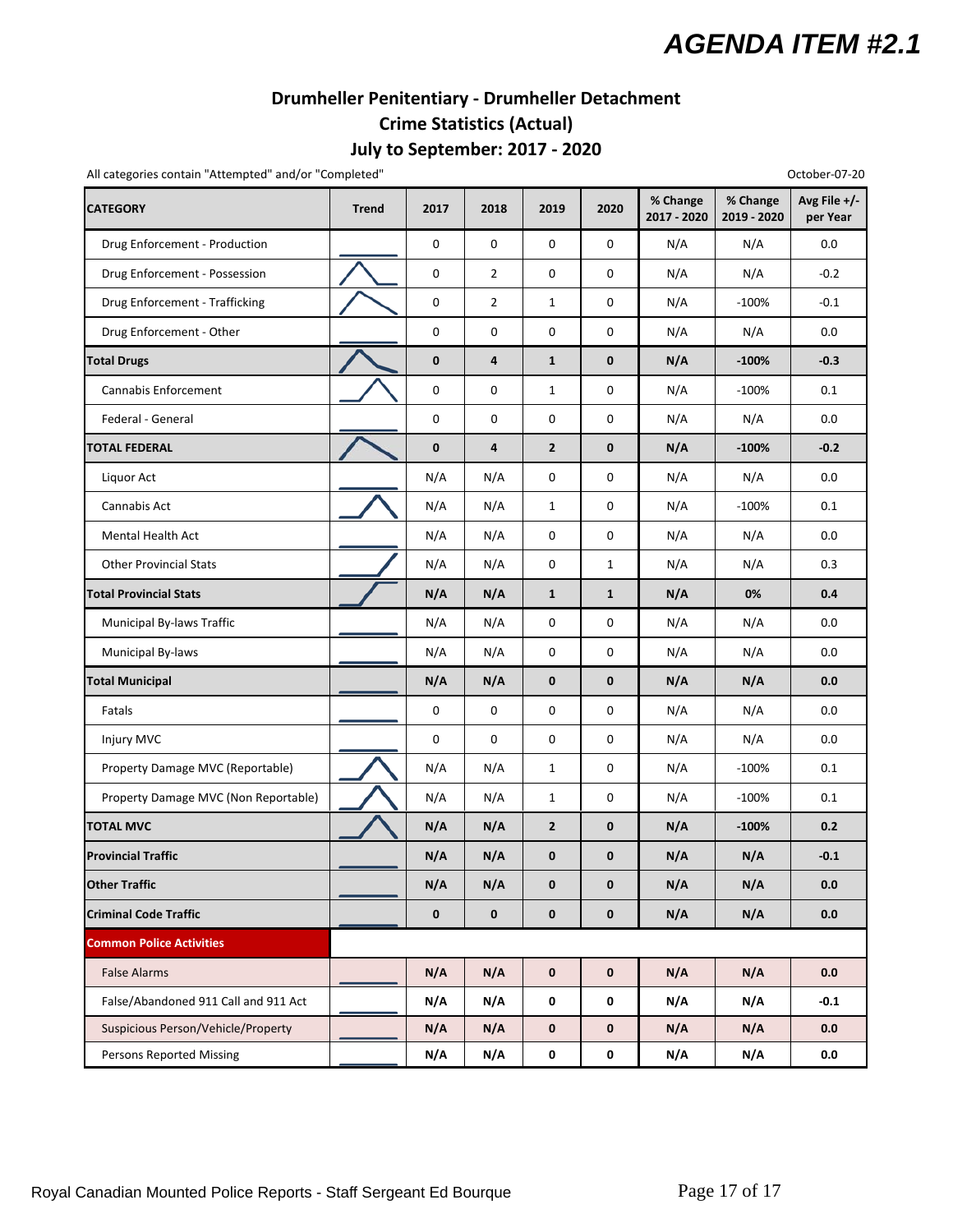**AGENDA ITEM #2.1**

## Drumheller Penitentiary - Drumheller Detachment
## Crime Statistics (Actual)
## July to September: 2017 - 2020

All categories contain "Attempted" and/or "Completed"

October-07-20

| CATEGORY | Trend | 2017 | 2018 | 2019 | 2020 | % Change 2017 - 2020 | % Change 2019 - 2020 | Avg File +/- per Year |
|---|---|---|---|---|---|---|---|---|
| Drug Enforcement - Production | | 0 | 0 | 0 | 0 | N/A | N/A | 0.0 |
| Drug Enforcement - Possession | | 0 | 2 | 0 | 0 | N/A | N/A | -0.2 |
| Drug Enforcement - Trafficking | | 0 | 2 | 1 | 0 | N/A | -100% | -0.1 |
| Drug Enforcement - Other | | 0 | 0 | 0 | 0 | N/A | N/A | 0.0 |
| **Total Drugs** | | **0** | **4** | **1** | **0** | **N/A** | **-100%** | **-0.3** |
| Cannabis Enforcement | | 0 | 0 | 1 | 0 | N/A | -100% | 0.1 |
| Federal - General | | 0 | 0 | 0 | 0 | N/A | N/A | 0.0 |
| **TOTAL FEDERAL** | | **0** | **4** | **2** | **0** | **N/A** | **-100%** | **-0.2** |
| Liquor Act | | N/A | N/A | 0 | 0 | N/A | N/A | 0.0 |
| Cannabis Act | | N/A | N/A | 1 | 0 | N/A | -100% | 0.1 |
| Mental Health Act | | N/A | N/A | 0 | 0 | N/A | N/A | 0.0 |
| Other Provincial Stats | | N/A | N/A | 0 | 1 | N/A | N/A | 0.3 |
| **Total Provincial Stats** | | **N/A** | **N/A** | **1** | **1** | **N/A** | **0%** | **0.4** |
| Municipal By-laws Traffic | | N/A | N/A | 0 | 0 | N/A | N/A | 0.0 |
| Municipal By-laws | | N/A | N/A | 0 | 0 | N/A | N/A | 0.0 |
| **Total Municipal** | | **N/A** | **N/A** | **0** | **0** | **N/A** | **N/A** | **0.0** |
| Fatals | | 0 | 0 | 0 | 0 | N/A | N/A | 0.0 |
| Injury MVC | | 0 | 0 | 0 | 0 | N/A | N/A | 0.0 |
| Property Damage MVC (Reportable) | | N/A | N/A | 1 | 0 | N/A | -100% | 0.1 |
| Property Damage MVC (Non Reportable) | | N/A | N/A | 1 | 0 | N/A | -100% | 0.1 |
| **TOTAL MVC** | | **N/A** | **N/A** | **2** | **0** | **N/A** | **-100%** | **0.2** |
| **Provincial Traffic** | | **N/A** | **N/A** | **0** | **0** | **N/A** | **N/A** | **-0.1** |
| **Other Traffic** | | **N/A** | **N/A** | **0** | **0** | **N/A** | **N/A** | **0.0** |
| **Criminal Code Traffic** | | **0** | **0** | **0** | **0** | **N/A** | **N/A** | **0.0** |
| **Common Police Activities** | | | | | | | | |
| False Alarms | | **N/A** | **N/A** | **0** | **0** | **N/A** | **N/A** | **0.0** |
| False/Abandoned 911 Call and 911 Act | | **N/A** | **N/A** | **0** | **0** | **N/A** | **N/A** | **-0.1** |
| Suspicious Person/Vehicle/Property | | **N/A** | **N/A** | **0** | **0** | **N/A** | **N/A** | **0.0** |
| Persons Reported Missing | | **N/A** | **N/A** | **0** | **0** | **N/A** | **N/A** | **0.0** |

Royal Canadian Mounted Police Reports - Staff Sergeant Ed Bourque